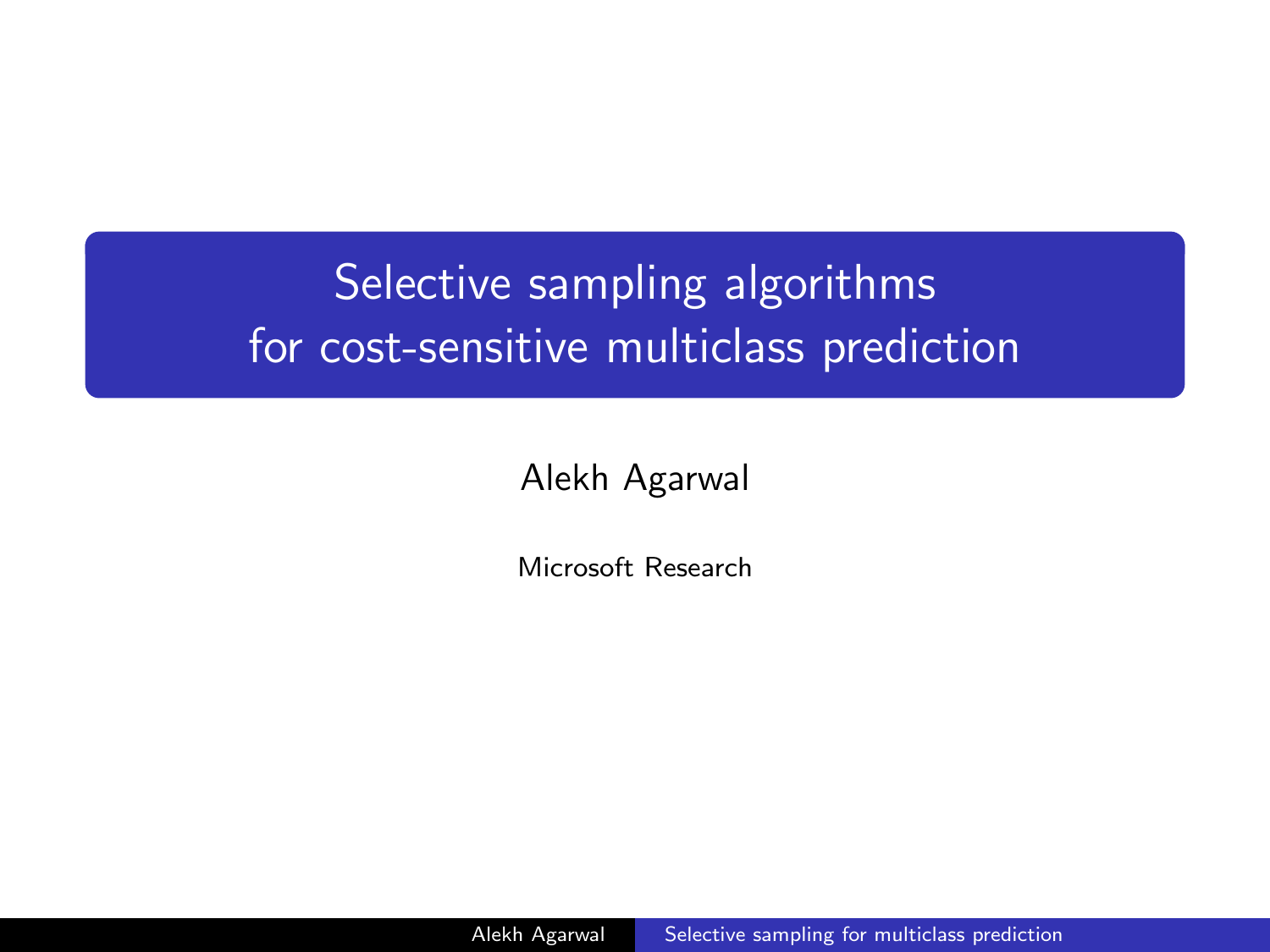# Selective sampling algorithms for cost-sensitive multiclass prediction

Alekh Agarwal

Microsoft Research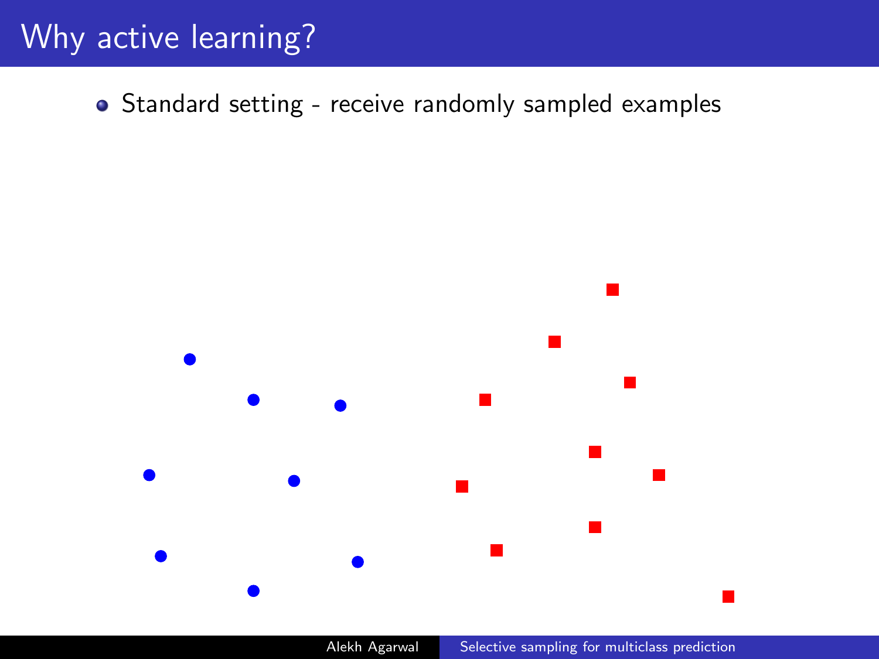# Why active learning?

- Standard setting - receive randomly sampled examples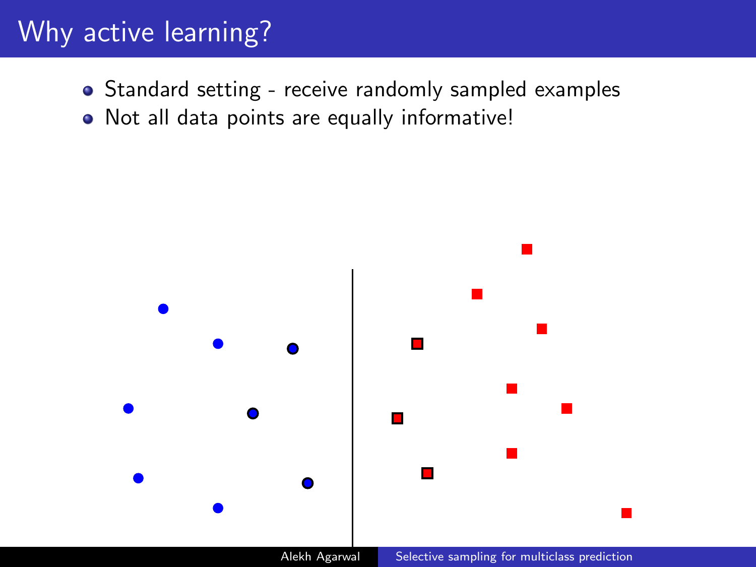# Why active learning?

- Standard setting - receive randomly sampled examples
- Not all data points are equally informative!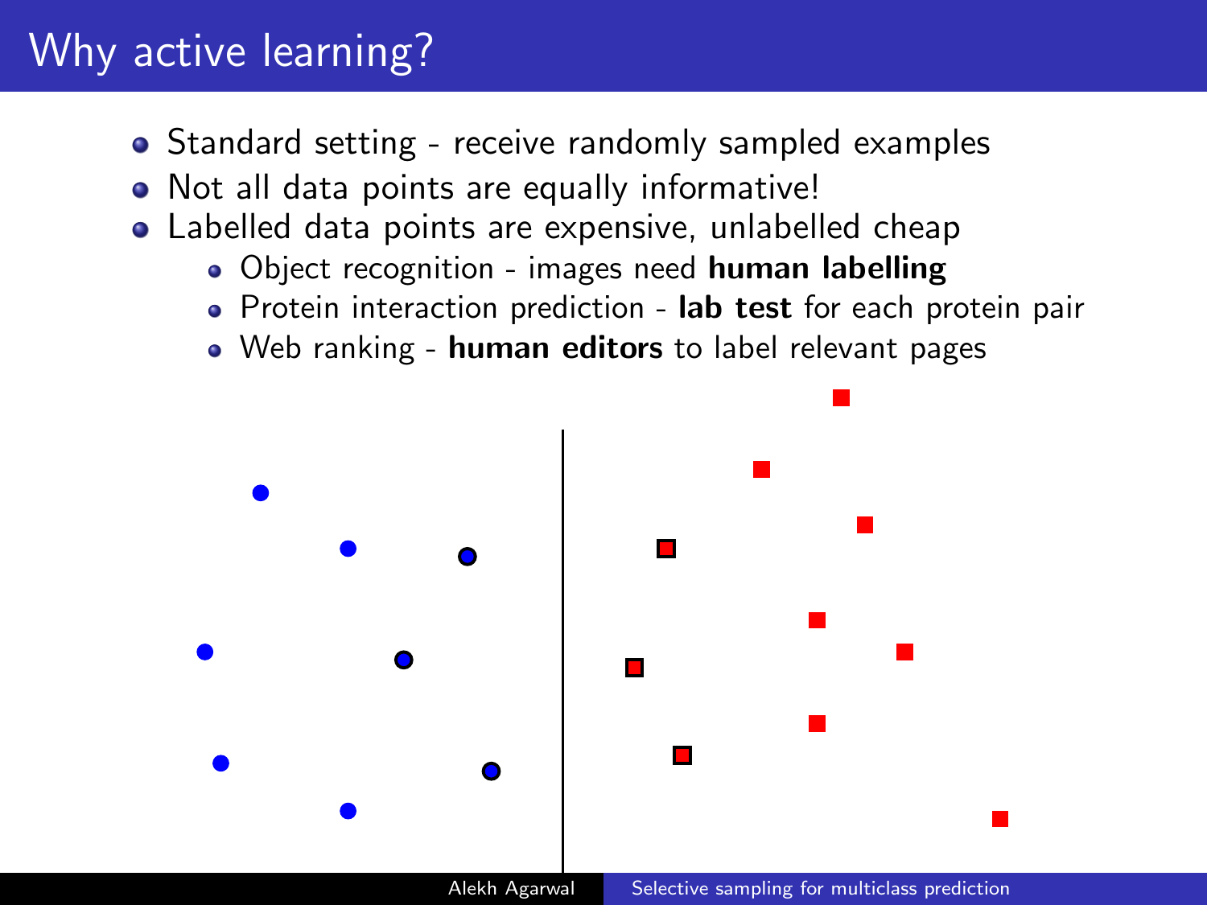# Why active learning?

- Standard setting - receive randomly sampled examples
- Not all data points are equally informative!
- Labelled data points are expensive, unlabelled cheap
  - Object recognition - images need **human labelling**
  - Protein interaction prediction - **lab test** for each protein pair
  - Web ranking - **human editors** to label relevant pages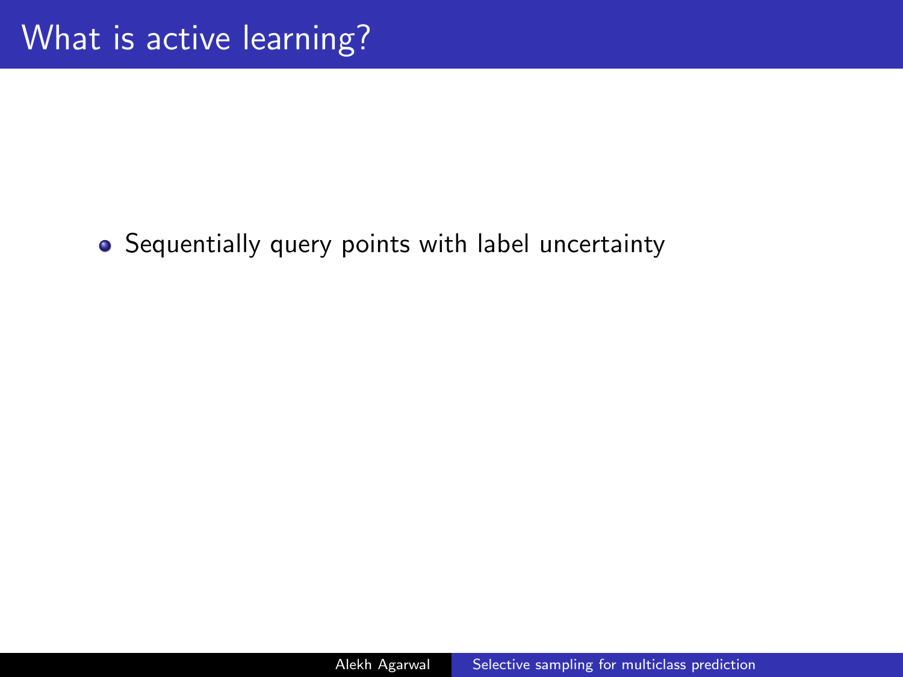# What is active learning?

- Sequentially query points with label uncertainty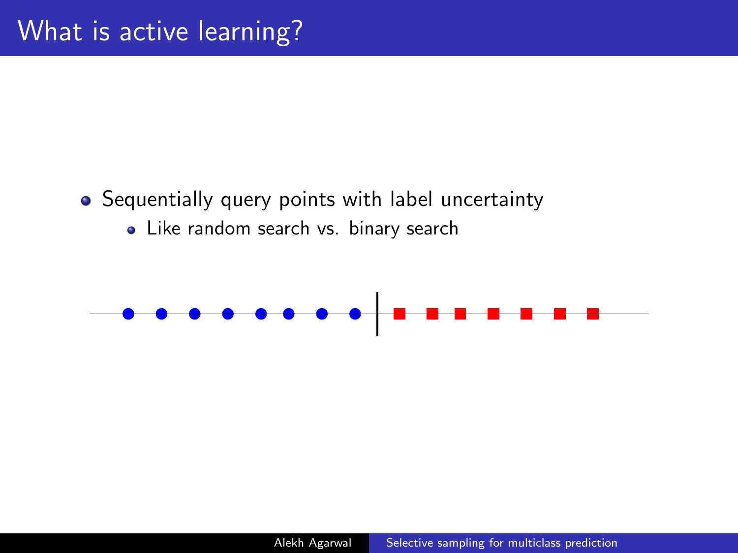# What is active learning?

- Sequentially query points with label uncertainty
  - Like random search vs. binary search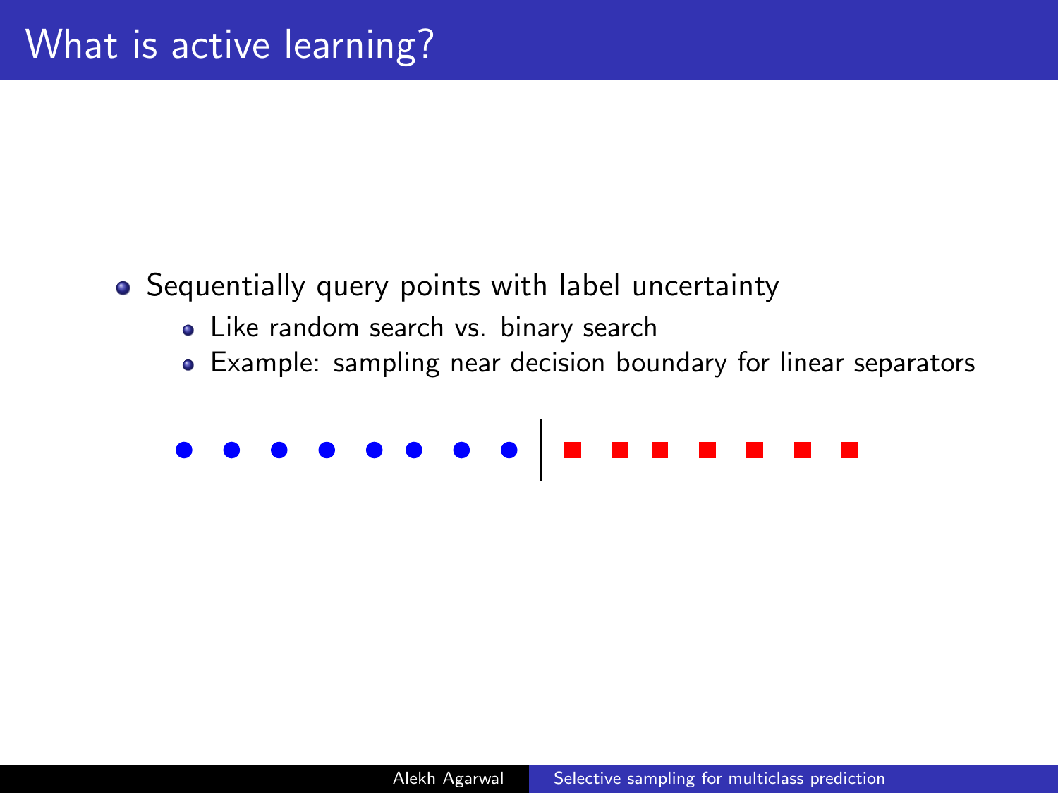# What is active learning?

- Sequentially query points with label uncertainty
  - Like random search vs. binary search
  - Example: sampling near decision boundary for linear separators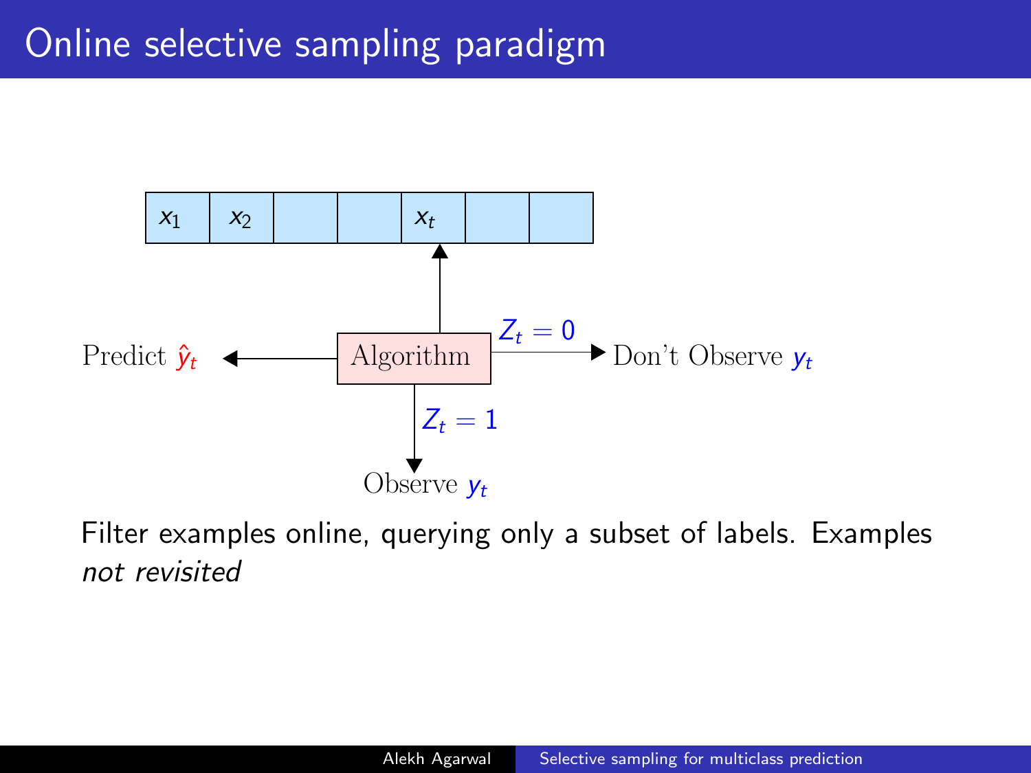# Online selective sampling paradigm

| $x_1$ | $x_2$ | | | $x_t$ | | |
|---|---|---|---|---|---|---|

Predict $\hat{y}_t$ ← Algorithm → ($Z_t = 0$) Don't Observe $y_t$

($Z_t = 1$) ↓ Observe $y_t$

Filter examples online, querying only a subset of labels. Examples *not revisited*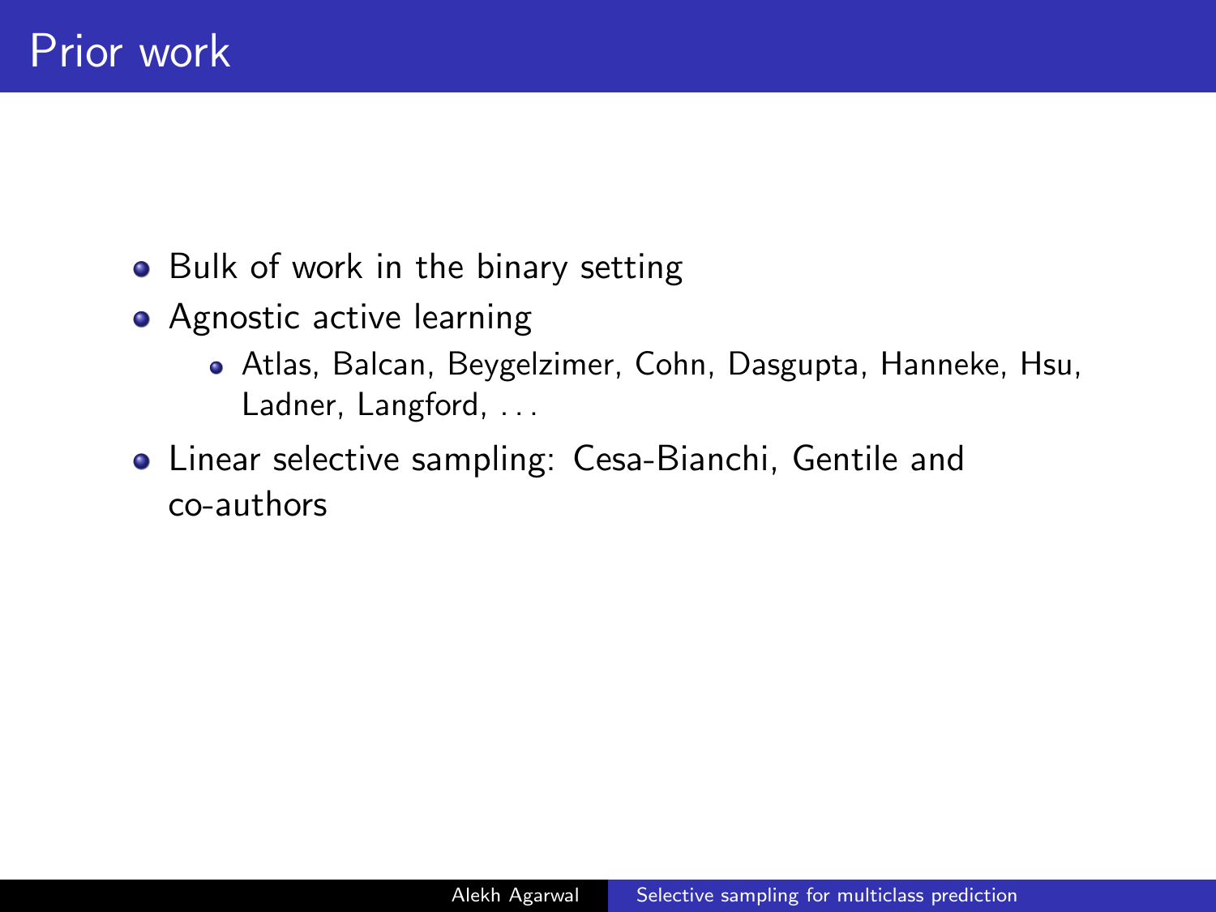# Prior work

- Bulk of work in the binary setting
- Agnostic active learning
  - Atlas, Balcan, Beygelzimer, Cohn, Dasgupta, Hanneke, Hsu, Ladner, Langford, ...
- Linear selective sampling: Cesa-Bianchi, Gentile and co-authors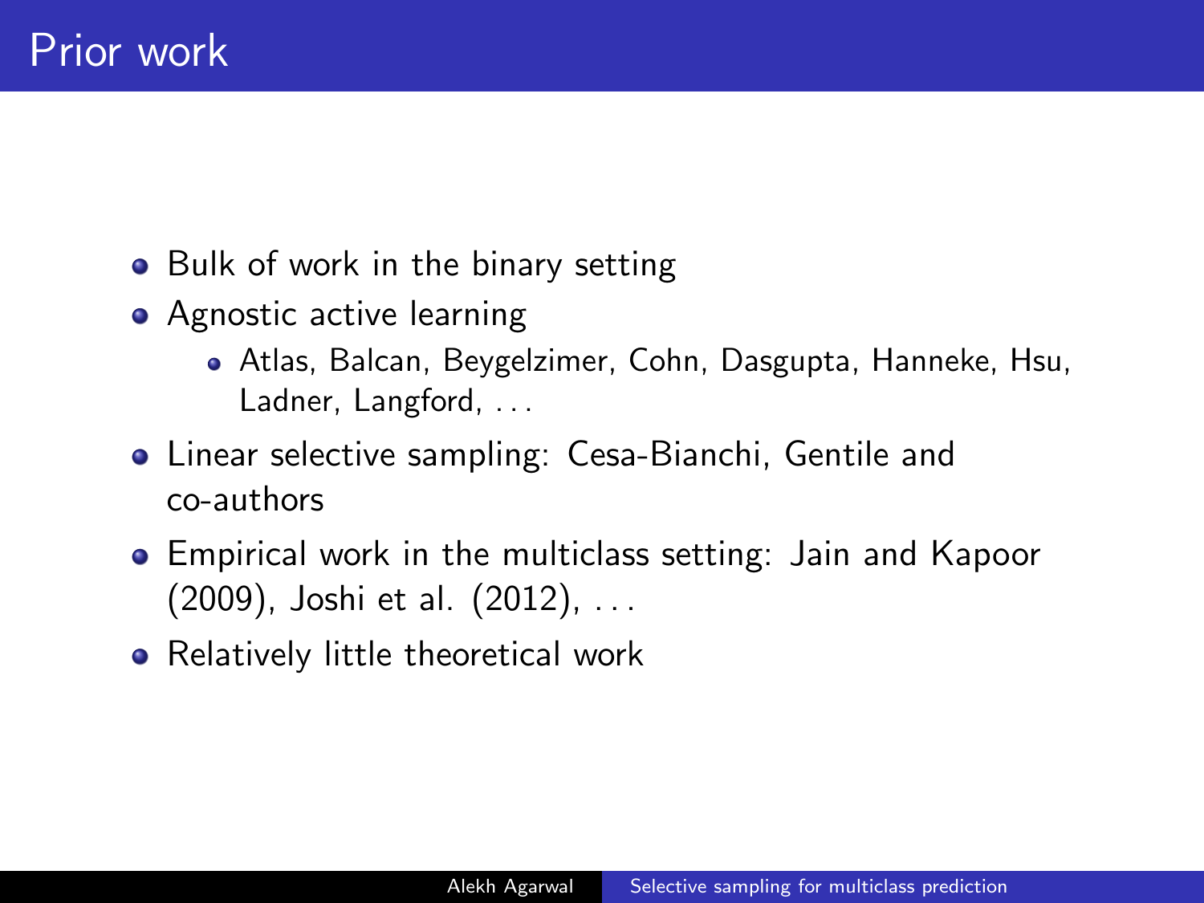# Prior work

- Bulk of work in the binary setting
- Agnostic active learning
  - Atlas, Balcan, Beygelzimer, Cohn, Dasgupta, Hanneke, Hsu, Ladner, Langford, ...
- Linear selective sampling: Cesa-Bianchi, Gentile and co-authors
- Empirical work in the multiclass setting: Jain and Kapoor (2009), Joshi et al. (2012), ...
- Relatively little theoretical work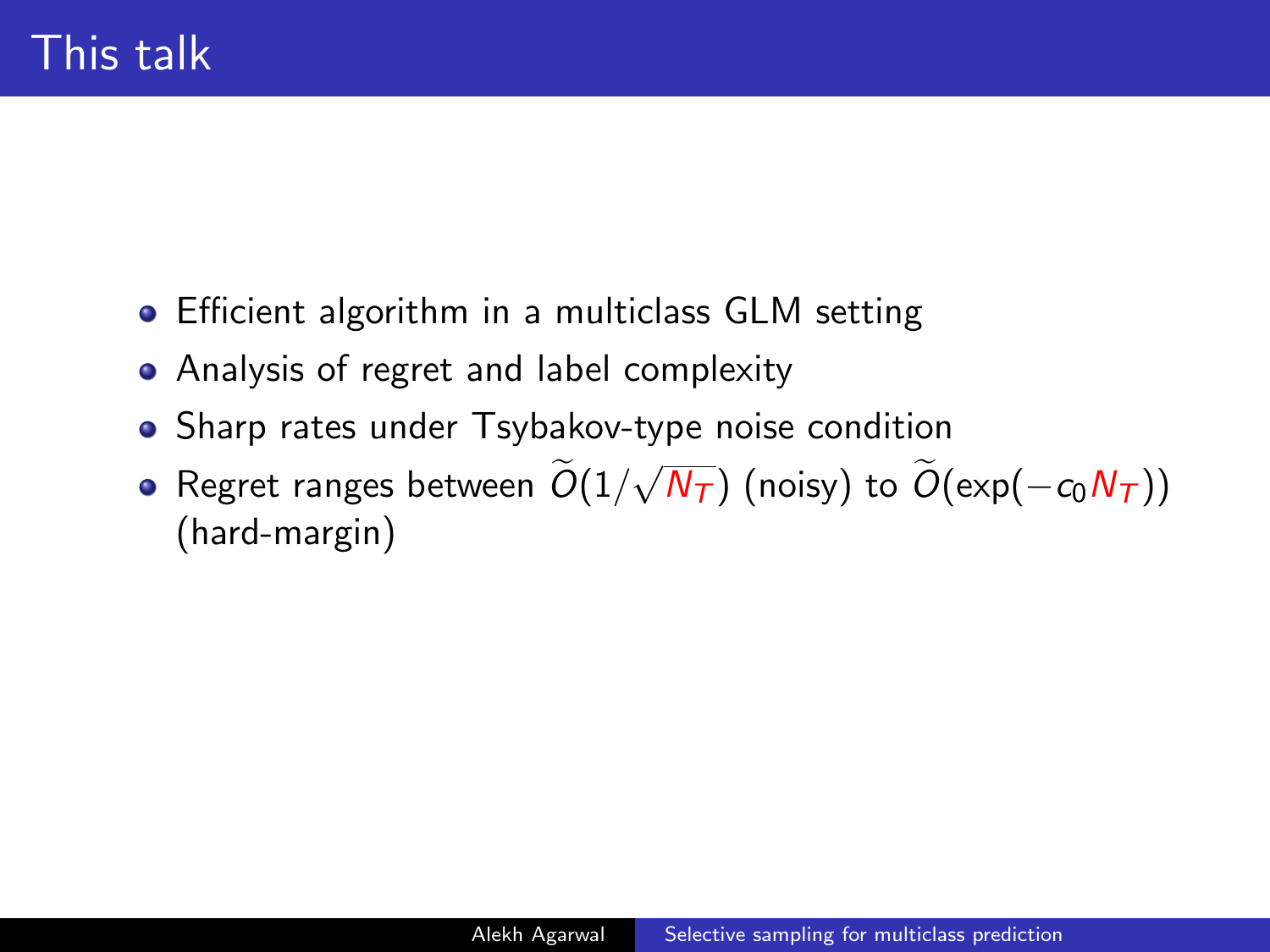# This talk

- Efficient algorithm in a multiclass GLM setting
- Analysis of regret and label complexity
- Sharp rates under Tsybakov-type noise condition
- Regret ranges between $\widetilde{O}(1/\sqrt{N_T})$ (noisy) to $\widetilde{O}(\exp(-c_0 N_T))$ (hard-margin)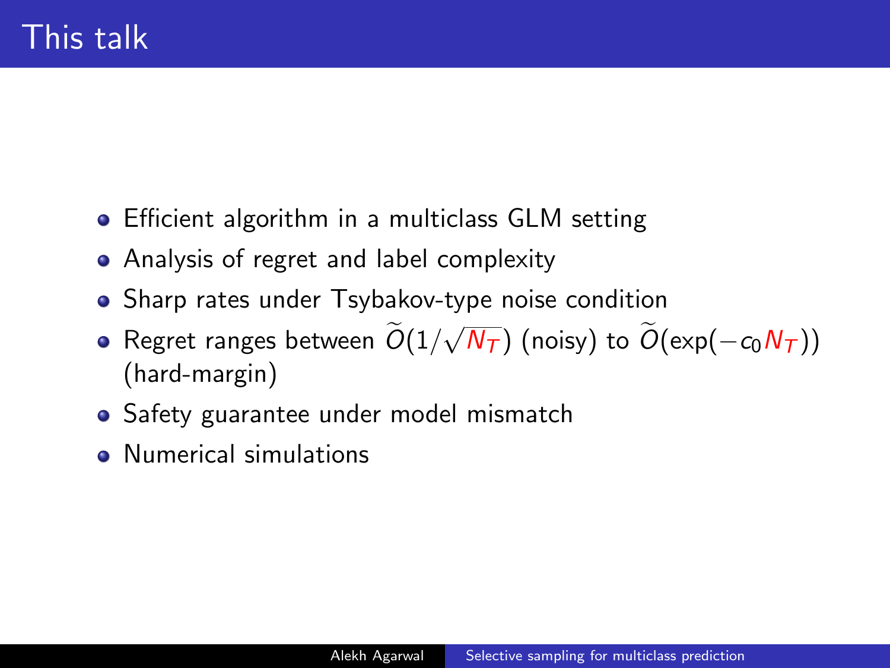# This talk

- Efficient algorithm in a multiclass GLM setting
- Analysis of regret and label complexity
- Sharp rates under Tsybakov-type noise condition
- Regret ranges between $\widetilde{O}(1/\sqrt{N_T})$ (noisy) to $\widetilde{O}(\exp(-c_0 N_T))$ (hard-margin)
- Safety guarantee under model mismatch
- Numerical simulations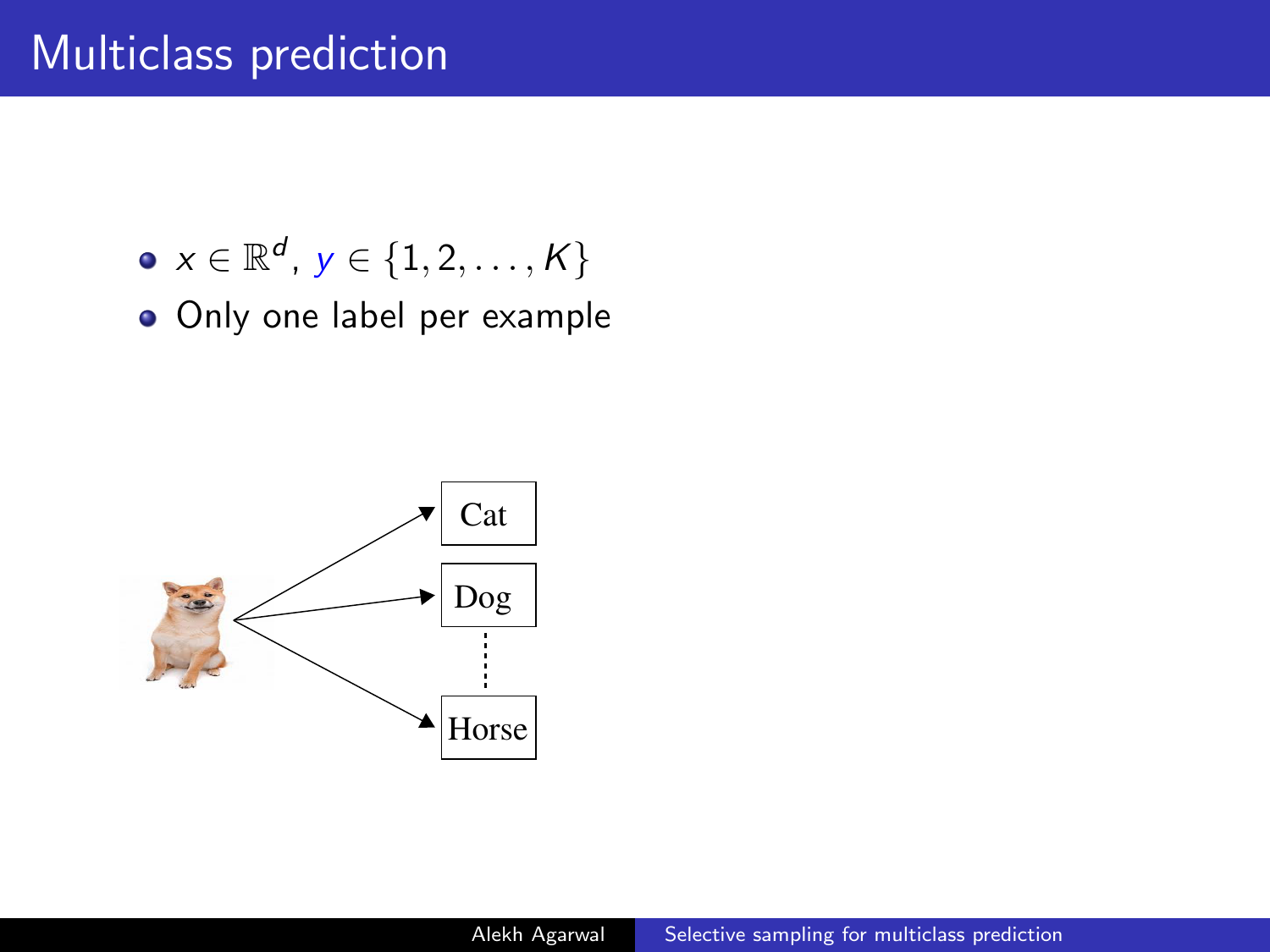# Multiclass prediction

- $x \in \mathbb{R}^d$, $y \in \{1, 2, \ldots, K\}$
- Only one label per example

Cat

Dog

Horse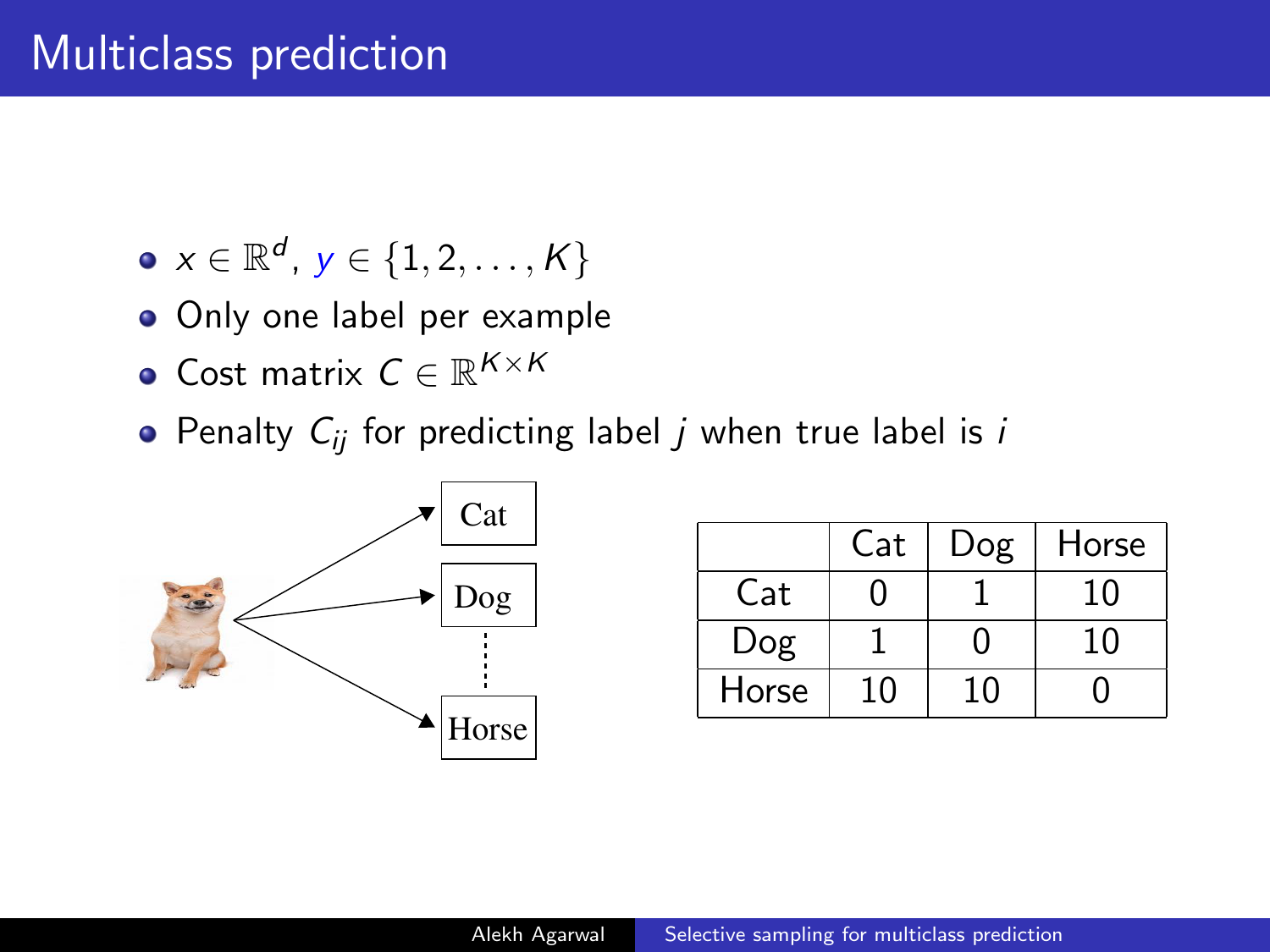# Multiclass prediction

- $x \in \mathbb{R}^d$, $y \in \{1, 2, \ldots, K\}$
- Only one label per example
- Cost matrix $C \in \mathbb{R}^{K \times K}$
- Penalty $C_{ij}$ for predicting label $j$ when true label is $i$

| | Cat | Dog | Horse |
|---|---|---|---|
| Cat | 0 | 1 | 10 |
| Dog | 1 | 0 | 10 |
| Horse | 10 | 10 | 0 |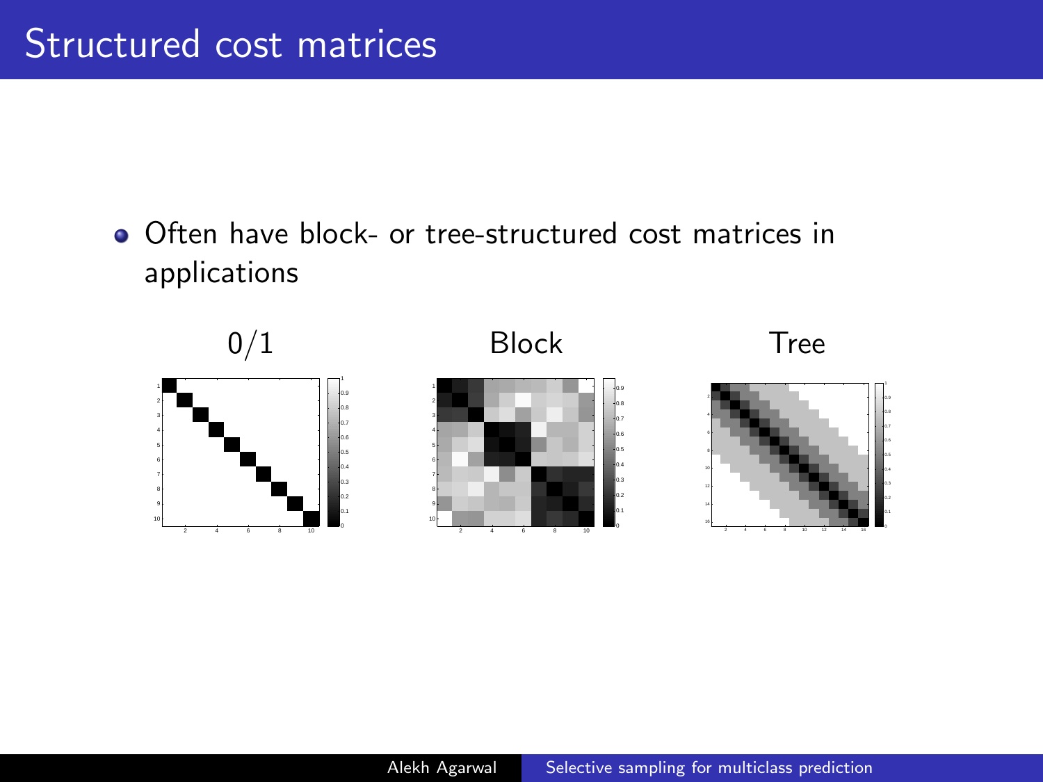# Structured cost matrices

- Often have block- or tree-structured cost matrices in applications

0/1 Block Tree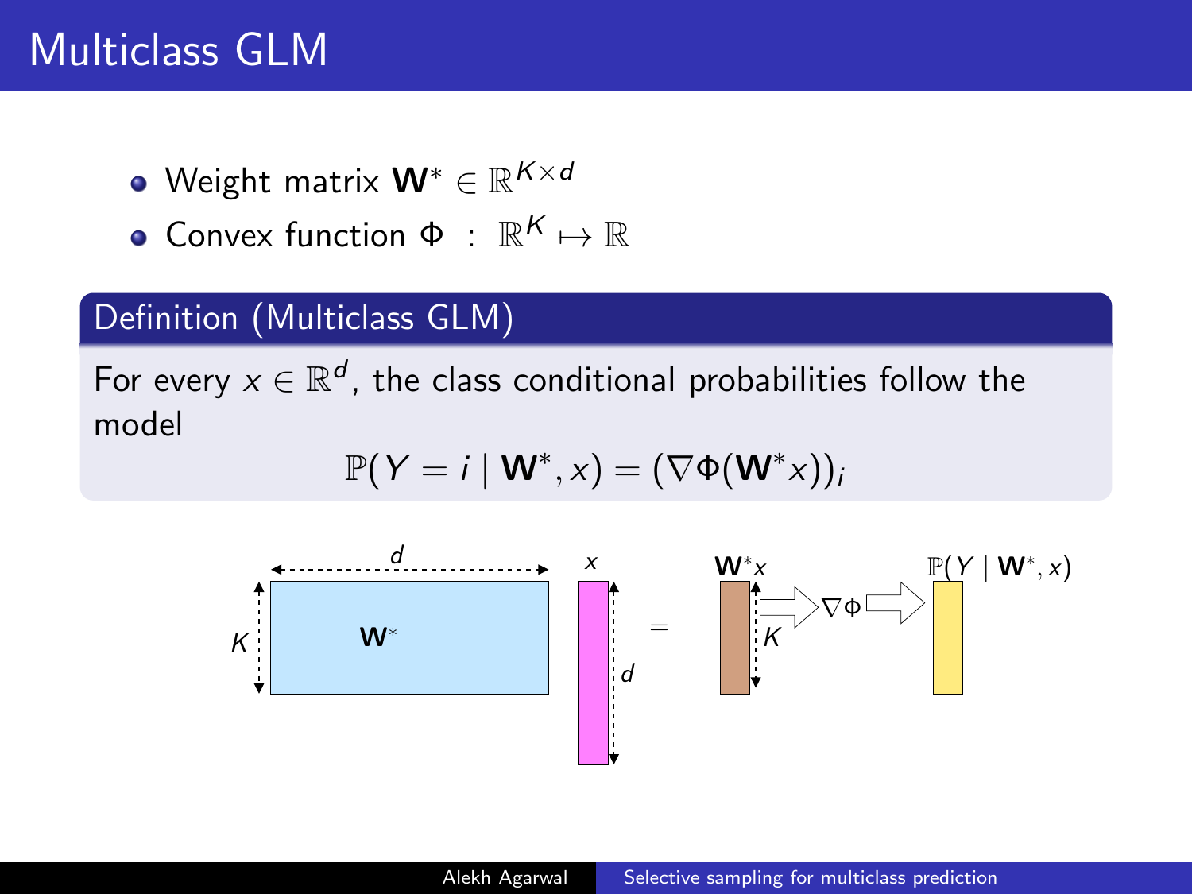# Multiclass GLM

- Weight matrix $\mathbf{W}^* \in \mathbb{R}^{K \times d}$
- Convex function $\Phi : \mathbb{R}^K \mapsto \mathbb{R}$

## Definition (Multiclass GLM)

For every $x \in \mathbb{R}^d$, the class conditional probabilities follow the model

$$\mathbb{P}(Y = i \mid \mathbf{W}^*, x) = (\nabla \Phi(\mathbf{W}^* x))_i$$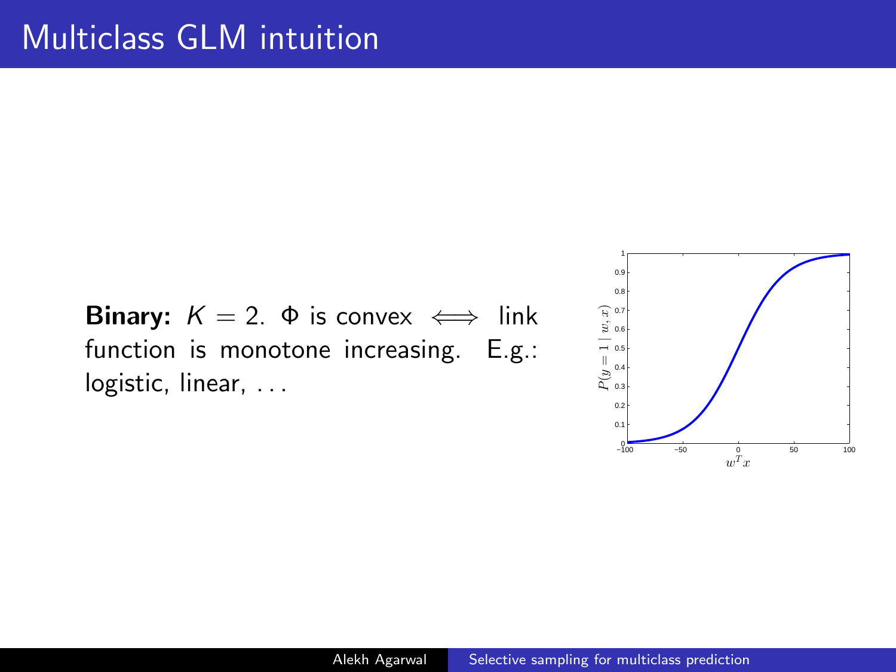# Multiclass GLM intuition

**Binary:** $K = 2$. $\Phi$ is convex $\iff$ link function is monotone increasing. E.g.: logistic, linear, ...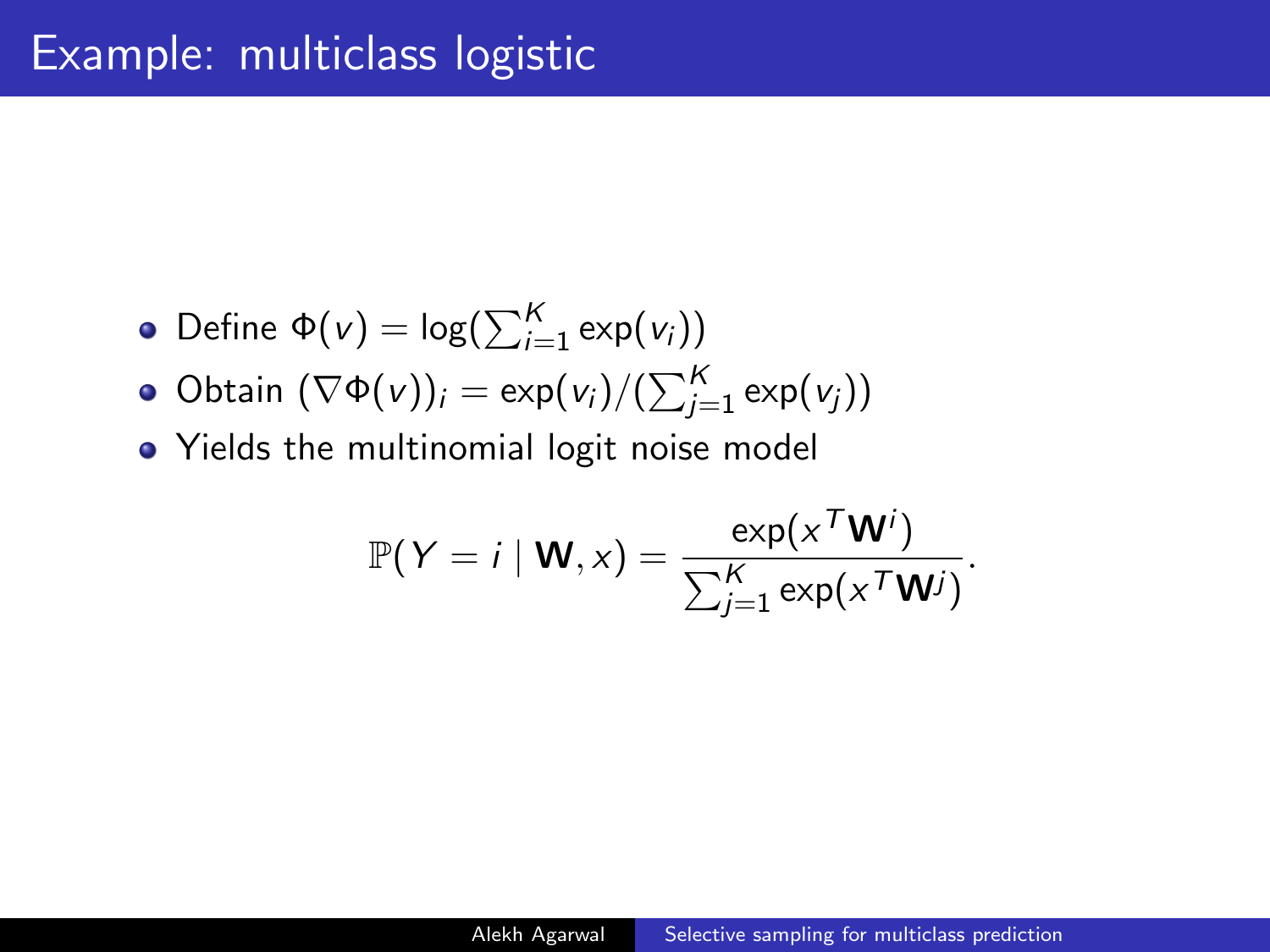# Example: multiclass logistic

- Define $\Phi(v) = \log(\sum_{i=1}^{K} \exp(v_i))$
- Obtain $(\nabla\Phi(v))_i = \exp(v_i)/(\sum_{j=1}^{K} \exp(v_j))$
- Yields the multinomial logit noise model

$$\mathbb{P}(Y = i \mid \mathbf{W}, x) = \frac{\exp(x^T \mathbf{W}^i)}{\sum_{j=1}^{K} \exp(x^T \mathbf{W}^j)}.$$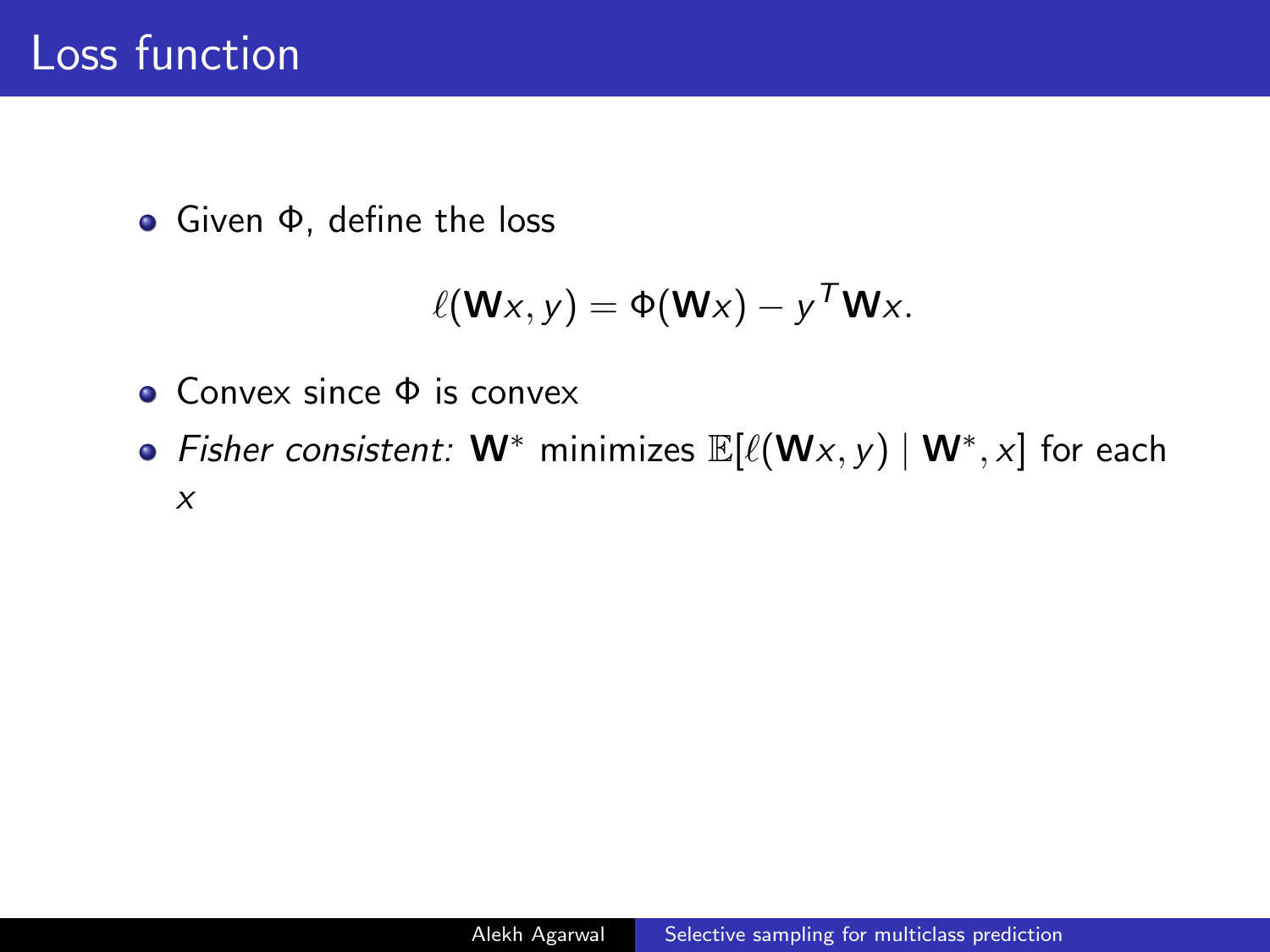# Loss function

- Given $\Phi$, define the loss

$$\ell(\mathbf{W}x, y) = \Phi(\mathbf{W}x) - y^T \mathbf{W}x.$$

- Convex since $\Phi$ is convex
- *Fisher consistent:* $\mathbf{W}^*$ minimizes $\mathbb{E}[\ell(\mathbf{W}x, y) \mid \mathbf{W}^*, x]$ for each $x$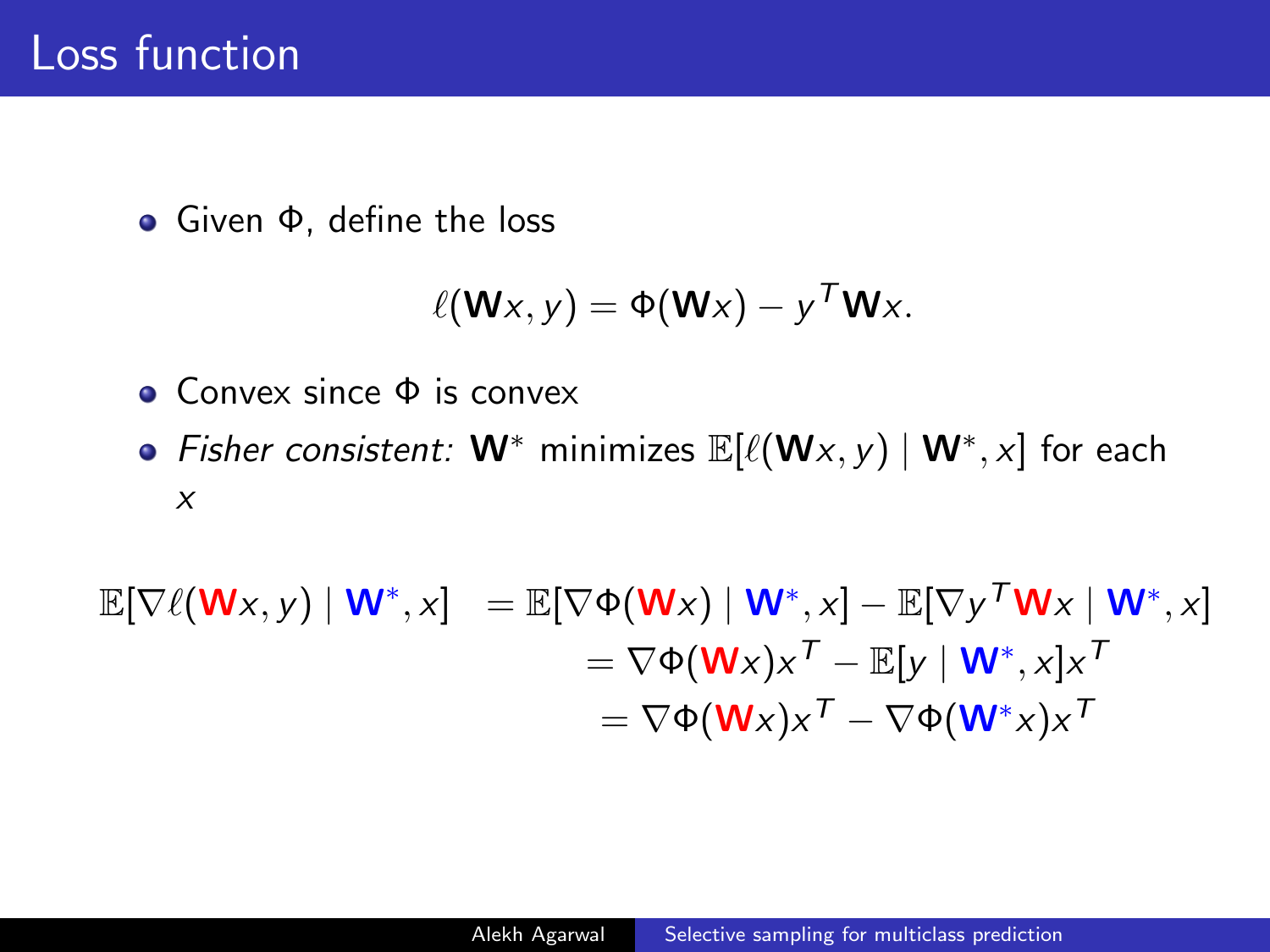# Loss function

- Given $\Phi$, define the loss

$$\ell(\mathbf{W}x, y) = \Phi(\mathbf{W}x) - y^T\mathbf{W}x.$$

- Convex since $\Phi$ is convex
- *Fisher consistent:* $\mathbf{W}^*$ minimizes $\mathbb{E}[\ell(\mathbf{W}x, y) \mid \mathbf{W}^*, x]$ for each $x$

$$\begin{aligned}
\mathbb{E}[\nabla\ell(\mathbf{W}x, y) \mid \mathbf{W}^*, x] &= \mathbb{E}[\nabla\Phi(\mathbf{W}x) \mid \mathbf{W}^*, x] - \mathbb{E}[\nabla y^T\mathbf{W}x \mid \mathbf{W}^*, x] \\
&= \nabla\Phi(\mathbf{W}x)x^T - \mathbb{E}[y \mid \mathbf{W}^*, x]x^T \\
&= \nabla\Phi(\mathbf{W}x)x^T - \nabla\Phi(\mathbf{W}^*x)x^T
\end{aligned}$$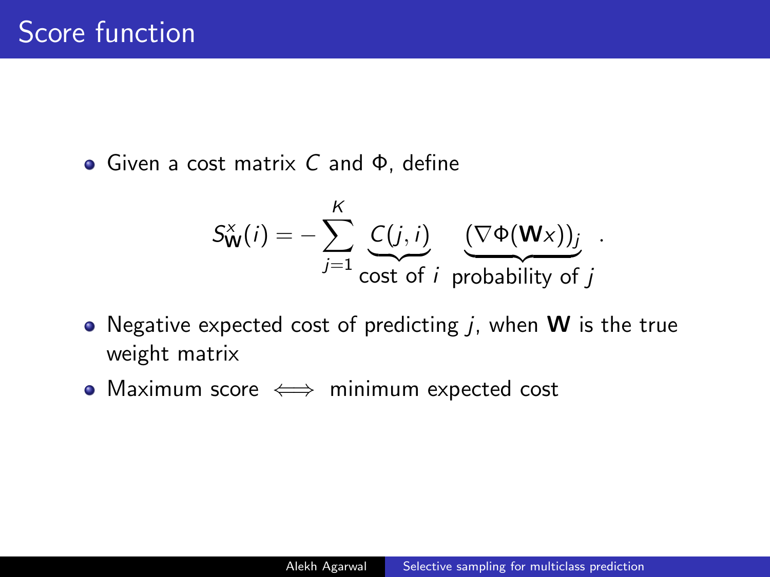# Score function

- Given a cost matrix $C$ and $\Phi$, define

$$S_{\mathbf{W}}^{x}(i) = -\sum_{j=1}^{K} \underbrace{C(j,i)}_{\text{cost of } i} \underbrace{(\nabla\Phi(\mathbf{W}x))_j}_{\text{probability of } j} .$$

- Negative expected cost of predicting $j$, when $\mathbf{W}$ is the true weight matrix
- Maximum score $\iff$ minimum expected cost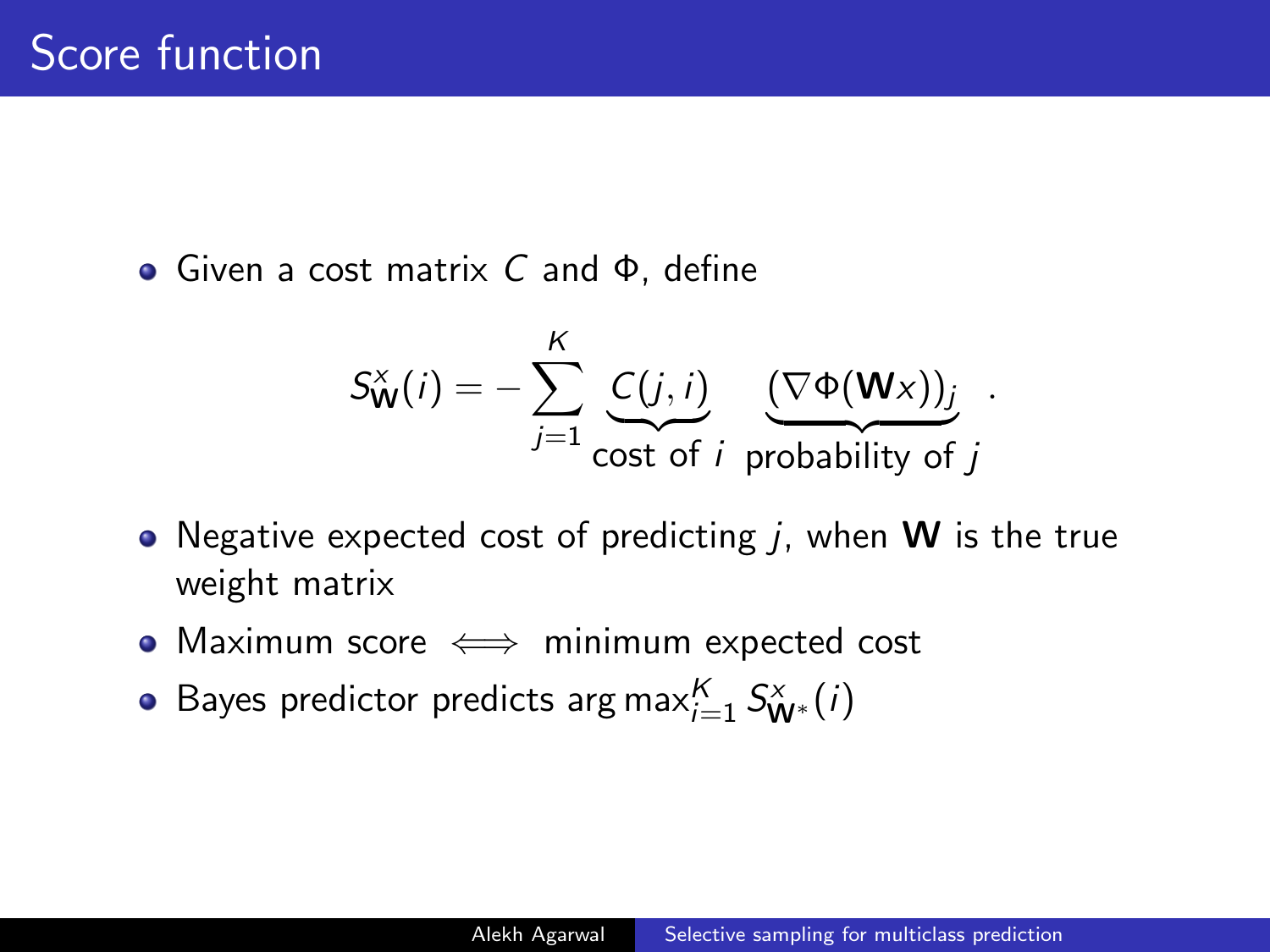# Score function

- Given a cost matrix $C$ and $\Phi$, define

$$S_{\mathbf{W}}^{x}(i) = -\sum_{j=1}^{K} \underbrace{C(j,i)}_{\text{cost of } i} \quad \underbrace{(\nabla \Phi(\mathbf{W}x))_j}_{\text{probability of } j} \quad .$$

- Negative expected cost of predicting $j$, when $\mathbf{W}$ is the true weight matrix
- Maximum score $\iff$ minimum expected cost
- Bayes predictor predicts $\arg\max_{i=1}^{K} S_{\mathbf{W}^*}^{x}(i)$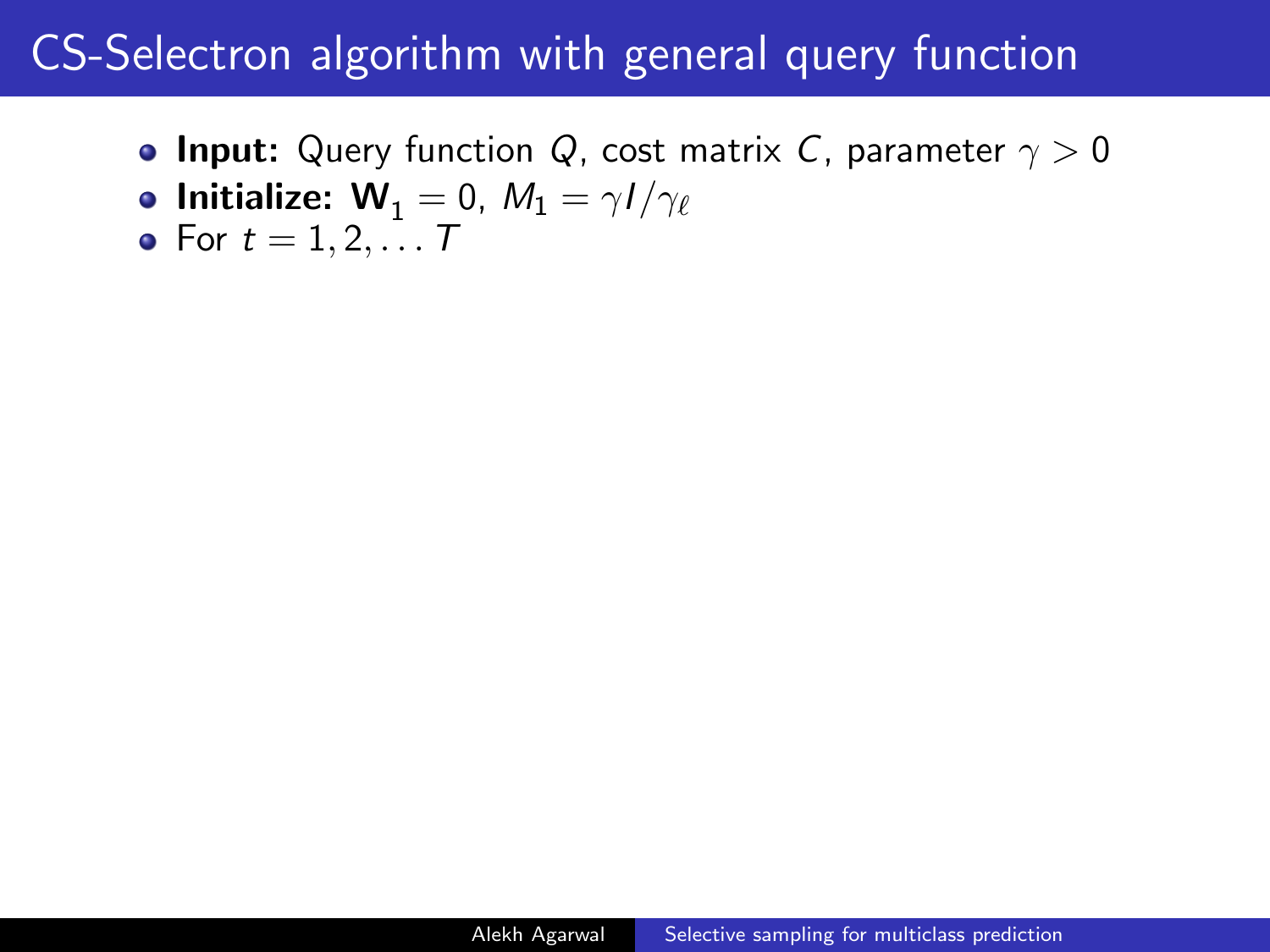# CS-Selectron algorithm with general query function

- **Input:** Query function $Q$, cost matrix $C$, parameter $\gamma > 0$
- **Initialize:** $\mathbf{W}_1 = 0$, $M_1 = \gamma I / \gamma_\ell$
- For $t = 1, 2, \ldots T$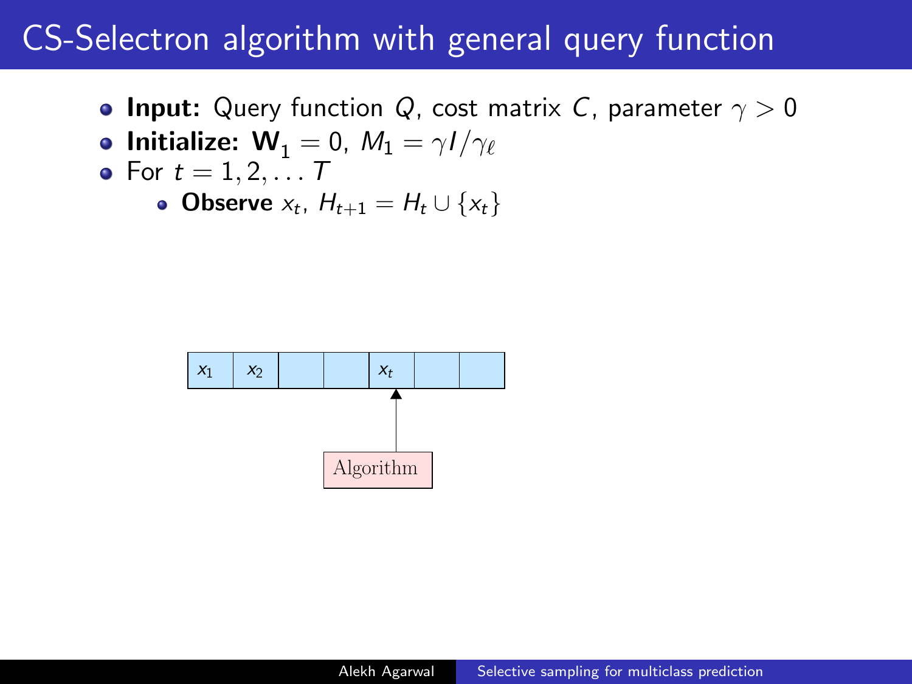# CS-Selectron algorithm with general query function

- **Input:** Query function $Q$, cost matrix $C$, parameter $\gamma > 0$
- **Initialize:** $\mathbf{W}_1 = 0$, $M_1 = \gamma I / \gamma_\ell$
- For $t = 1, 2, \ldots T$
  - **Observe** $x_t$, $H_{t+1} = H_t \cup \{x_t\}$

| $x_1$ | $x_2$ | | | $x_t$ | | |
|---|---|---|---|---|---|---|

Algorithm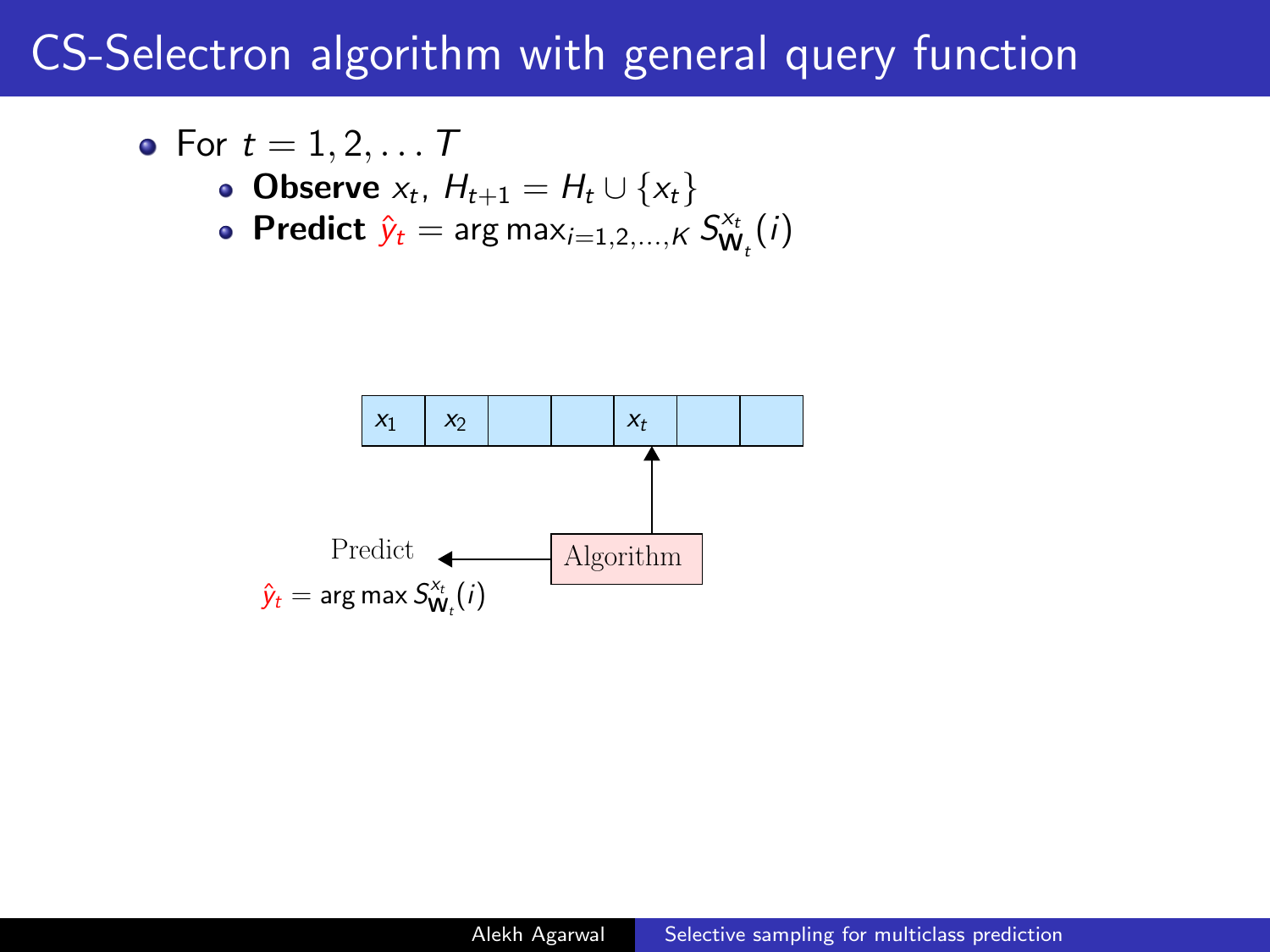# CS-Selectron algorithm with general query function

- For $t = 1, 2, \dots T$
  - **Observe** $x_t$, $H_{t+1} = H_t \cup \{x_t\}$
  - **Predict** $\hat{y}_t = \arg\max_{i=1,2,\dots,K} S^{x_t}_{\mathbf{W}_t}(i)$

| $x_1$ | $x_2$ | | | $x_t$ | | |
|---|---|---|---|---|---|---|

Algorithm

Predict

$\hat{y}_t = \arg\max S^{x_t}_{\mathbf{W}_t}(i)$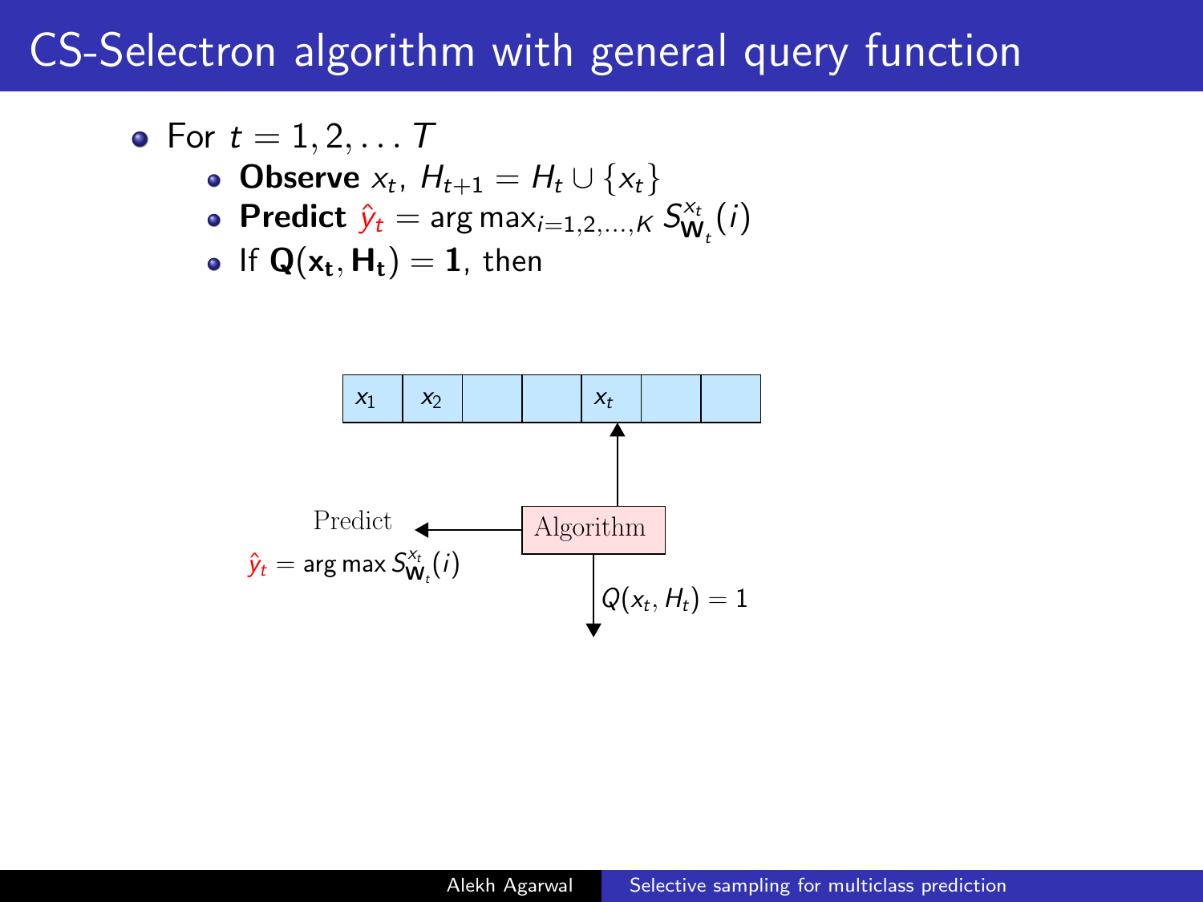# CS-Selectron algorithm with general query function

- For $t = 1, 2, \ldots T$
  - **Observe** $x_t$, $H_{t+1} = H_t \cup \{x_t\}$
  - **Predict** $\hat{y}_t = \arg\max_{i=1,2,\ldots,K} S^{x_t}_{\mathbf{W}_t}(i)$
  - If $\mathbf{Q}(\mathbf{x_t}, \mathbf{H_t}) = \mathbf{1}$, then

| $x_1$ | $x_2$ | | | $x_t$ | | |
|---|---|---|---|---|---|---|

Algorithm

Predict

$\hat{y}_t = \arg\max S^{x_t}_{\mathbf{W}_t}(i)$

$Q(x_t, H_t) = 1$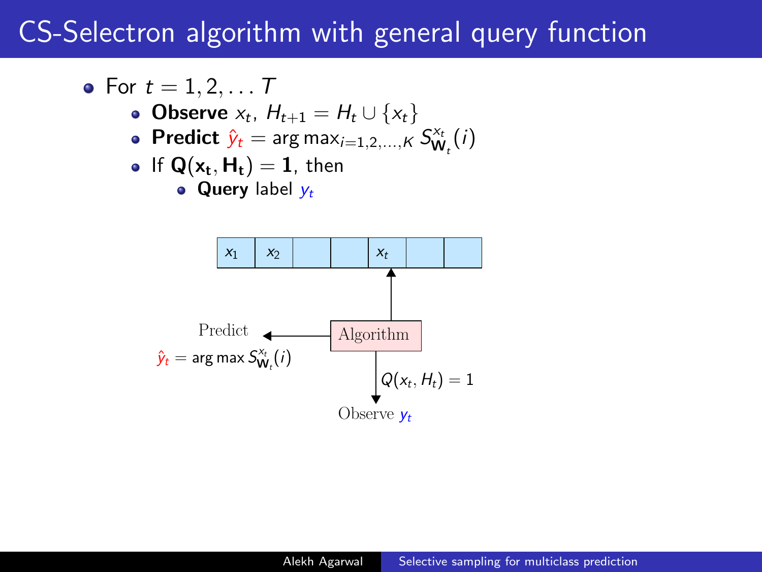# CS-Selectron algorithm with general query function

- For $t = 1, 2, \ldots T$
  - **Observe** $x_t$, $H_{t+1} = H_t \cup \{x_t\}$
  - **Predict** $\hat{y}_t = \arg\max_{i=1,2,\ldots,K} S^{x_t}_{\mathbf{W}_t}(i)$
  - If $\mathbf{Q}(\mathbf{x_t}, \mathbf{H_t}) = \mathbf{1}$, then
    - **Query** label $y_t$

| $x_1$ | $x_2$ | | | $x_t$ | | |
|---|---|---|---|---|---|---|

Predict

$\hat{y}_t = \arg\max S^{x_t}_{\mathbf{W}_t}(i)$

Algorithm

$Q(x_t, H_t) = 1$

Observe $y_t$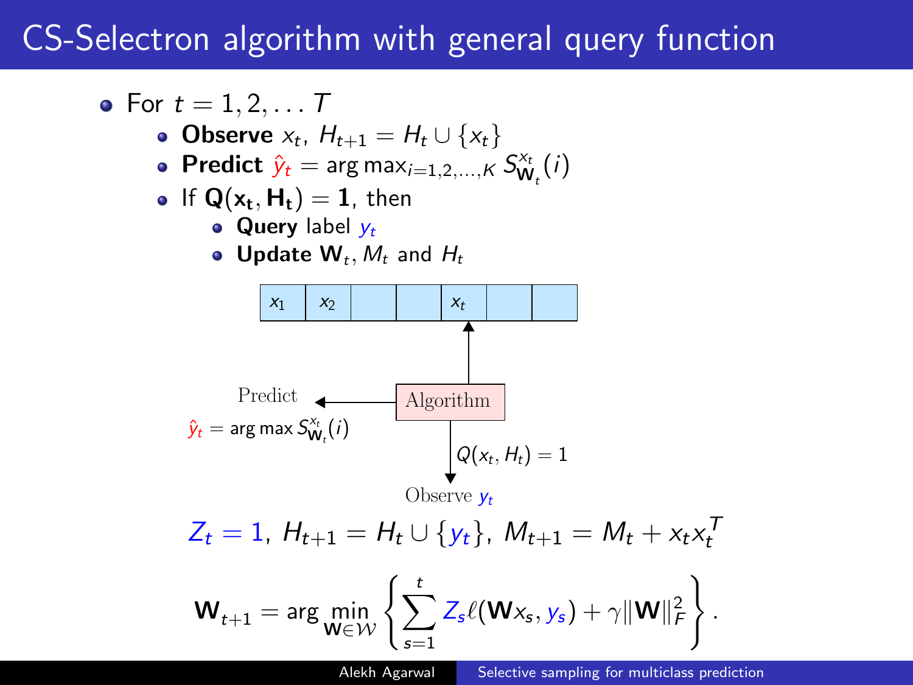# CS-Selectron algorithm with general query function

- For $t = 1, 2, \ldots T$
  - **Observe** $x_t$, $H_{t+1} = H_t \cup \{x_t\}$
  - **Predict** $\hat{y}_t = \arg\max_{i=1,2,\ldots,K} S^{x_t}_{\mathbf{W}_t}(i)$
  - If $\mathbf{Q}(\mathbf{x_t}, \mathbf{H_t}) = \mathbf{1}$, then
    - **Query** label $y_t$
    - **Update** $\mathbf{W}_t$, $M_t$ and $H_t$

| $x_1$ | $x_2$ | | | $x_t$ | | |
|---|---|---|---|---|---|---|

Algorithm

Predict

$\hat{y}_t = \arg\max S^{x_t}_{\mathbf{W}_t}(i)$

$Q(x_t, H_t) = 1$

Observe $y_t$

$$Z_t = 1,\; H_{t+1} = H_t \cup \{y_t\},\; M_{t+1} = M_t + x_t x_t^T$$

$$\mathbf{W}_{t+1} = \arg\min_{\mathbf{W} \in \mathcal{W}} \left\{ \sum_{s=1}^{t} Z_s \ell(\mathbf{W} x_s, y_s) + \gamma \|\mathbf{W}\|_F^2 \right\}.$$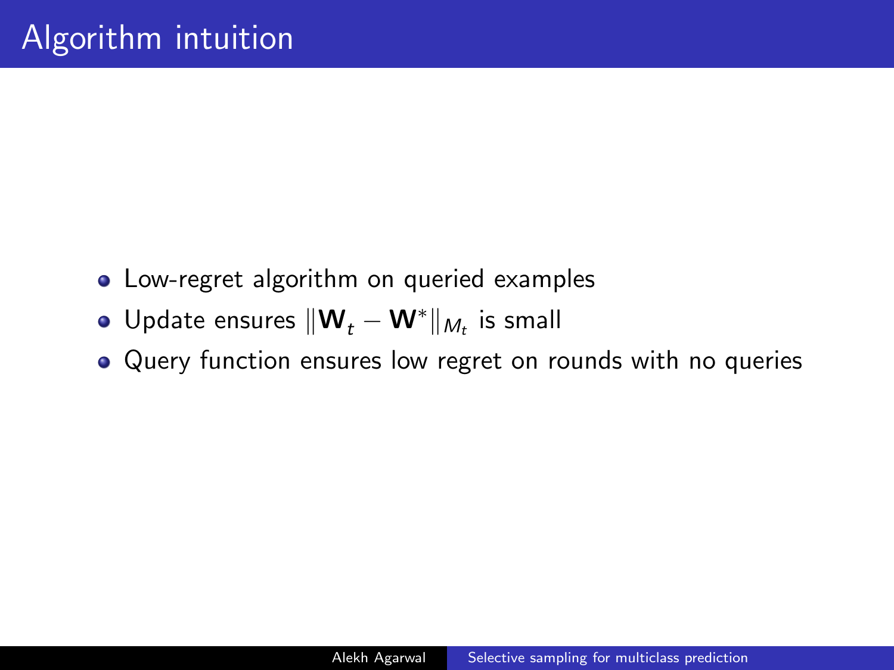# Algorithm intuition

- Low-regret algorithm on queried examples
- Update ensures $\|\mathbf{W}_t - \mathbf{W}^*\|_{M_t}$ is small
- Query function ensures low regret on rounds with no queries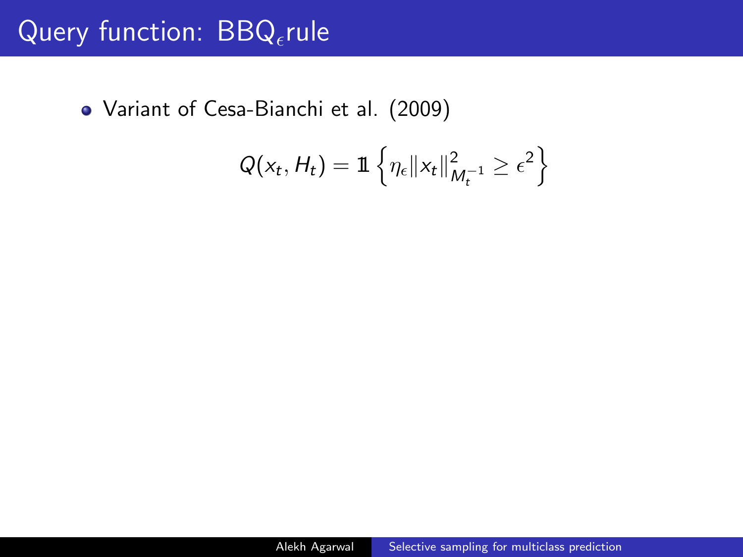# Query function: $\text{BBQ}_\epsilon$rule

- Variant of Cesa-Bianchi et al. (2009)

$$Q(x_t, H_t) = \mathbb{1}\left\{\eta_\epsilon \|x_t\|^2_{M_t^{-1}} \geq \epsilon^2\right\}$$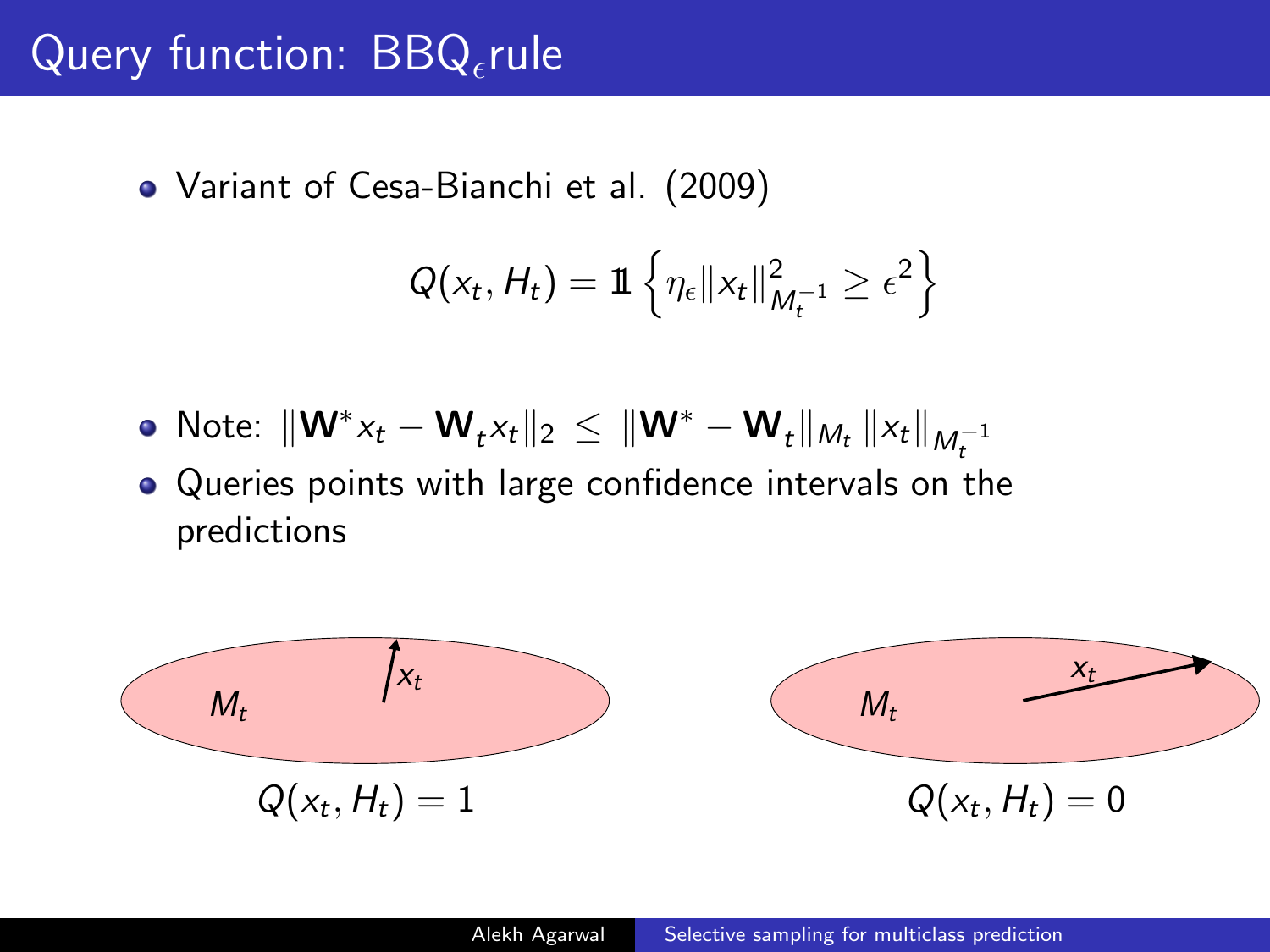# Query function: $\text{BBQ}_\epsilon$rule

- Variant of Cesa-Bianchi et al. (2009)

$$Q(x_t, H_t) = \mathbb{1}\left\{\eta_\epsilon \|x_t\|^2_{M_t^{-1}} \geq \epsilon^2\right\}$$

- Note: $\|\mathbf{W}^* x_t - \mathbf{W}_t x_t\|_2 \leq \|\mathbf{W}^* - \mathbf{W}_t\|_{M_t} \|x_t\|_{M_t^{-1}}$
- Queries points with large confidence intervals on the predictions

$M_t$ $x_t$

$Q(x_t, H_t) = 1$

$M_t$ $x_t$

$Q(x_t, H_t) = 0$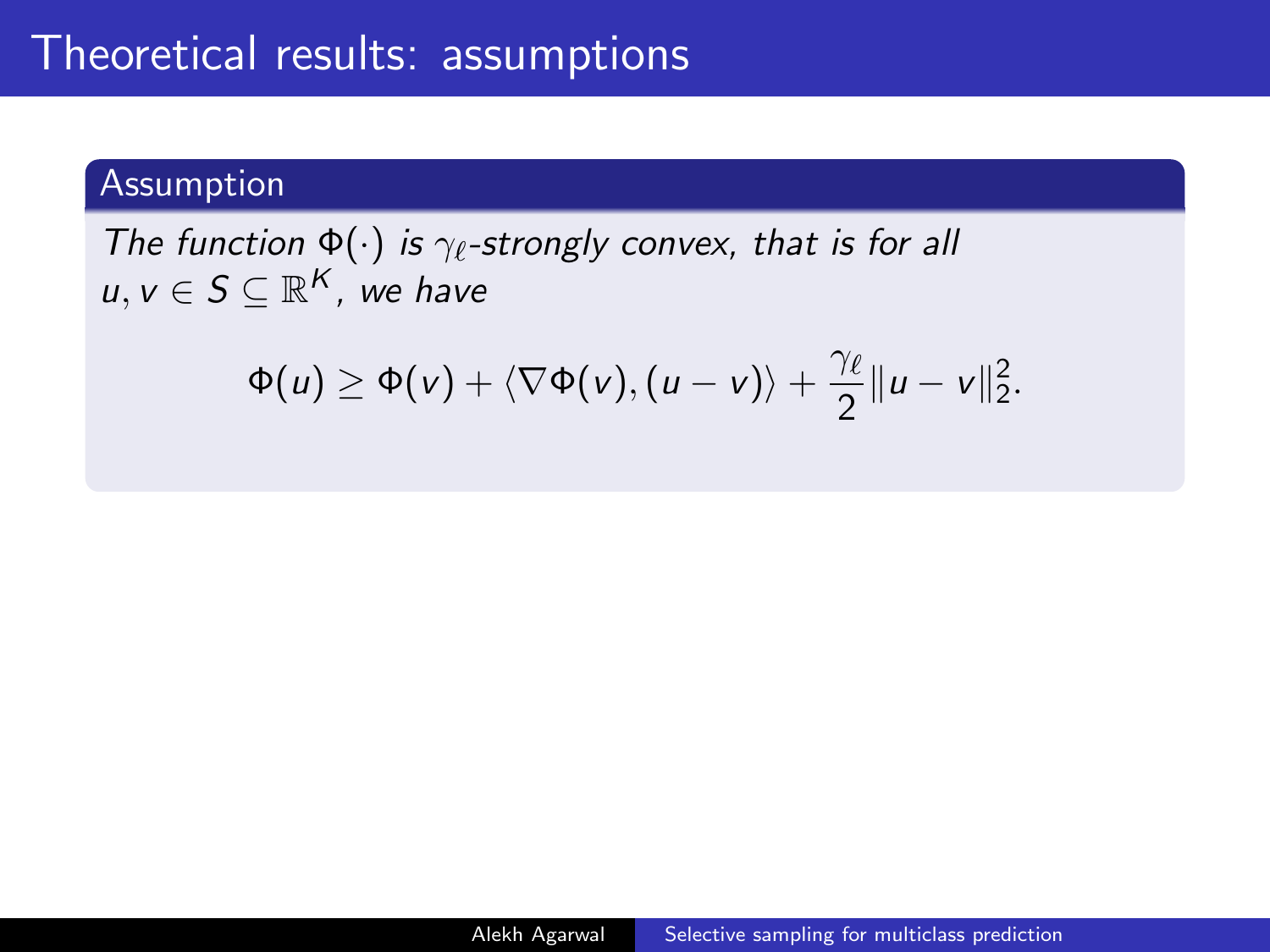# Theoretical results: assumptions

**Assumption**

*The function $\Phi(\cdot)$ is $\gamma_\ell$-strongly convex, that is for all $u, v \in S \subseteq \mathbb{R}^K$, we have*

$$\Phi(u) \geq \Phi(v) + \langle \nabla \Phi(v), (u - v) \rangle + \frac{\gamma_\ell}{2} \|u - v\|_2^2.$$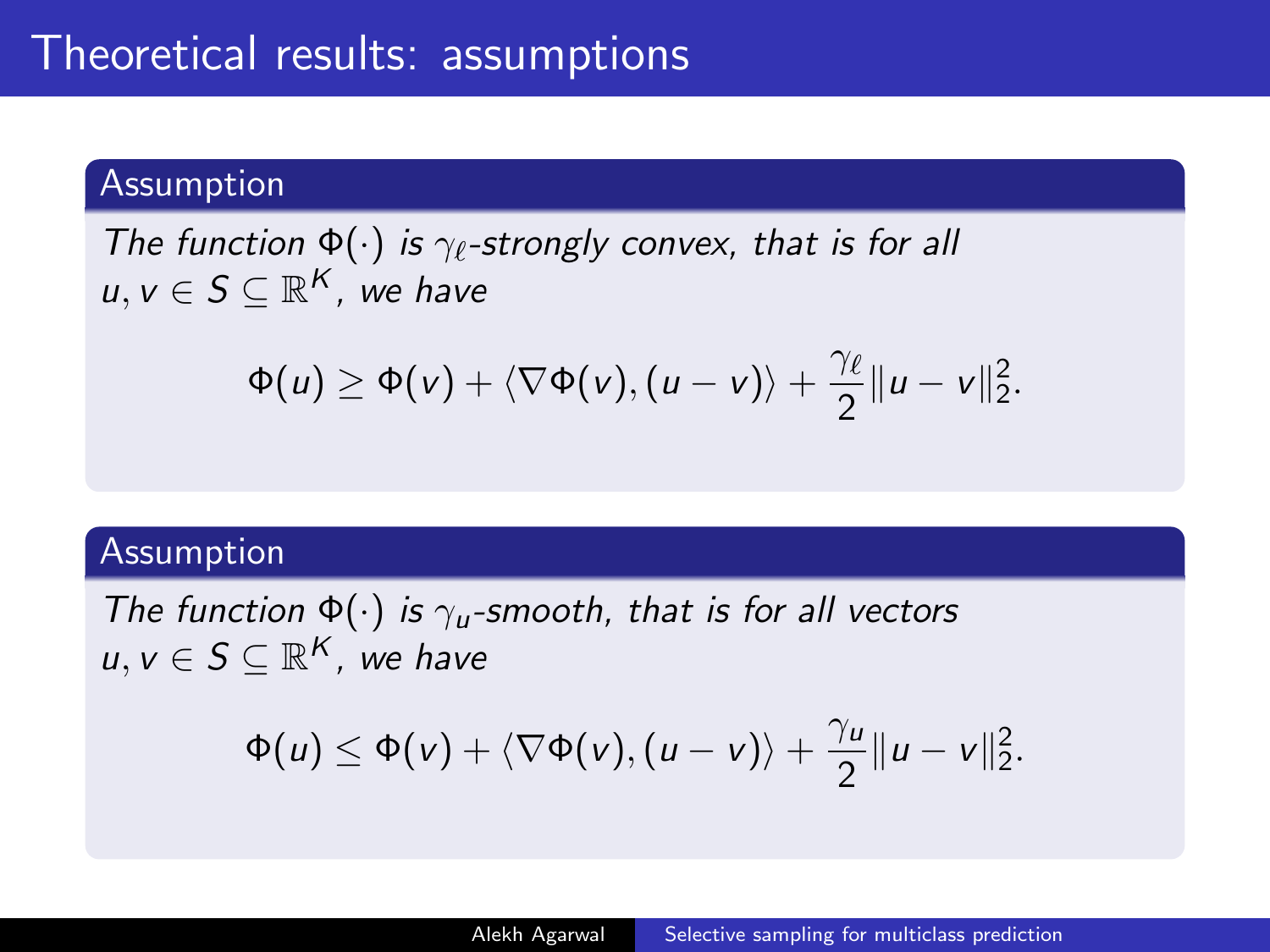# Theoretical results: assumptions

**Assumption**

*The function $\Phi(\cdot)$ is $\gamma_\ell$-strongly convex, that is for all $u, v \in S \subseteq \mathbb{R}^K$, we have*

$$\Phi(u) \geq \Phi(v) + \langle \nabla\Phi(v), (u - v) \rangle + \frac{\gamma_\ell}{2}\|u - v\|_2^2.$$

**Assumption**

*The function $\Phi(\cdot)$ is $\gamma_u$-smooth, that is for all vectors $u, v \in S \subseteq \mathbb{R}^K$, we have*

$$\Phi(u) \leq \Phi(v) + \langle \nabla\Phi(v), (u - v) \rangle + \frac{\gamma_u}{2}\|u - v\|_2^2.$$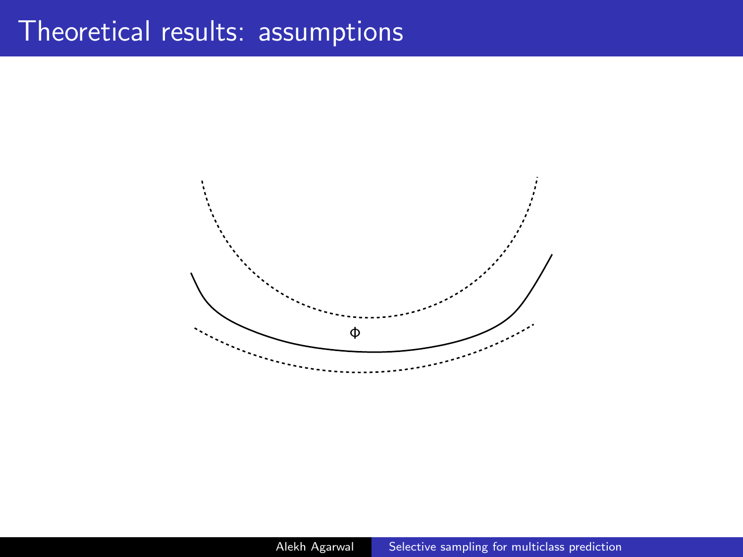# Theoretical results: assumptions

$\Phi$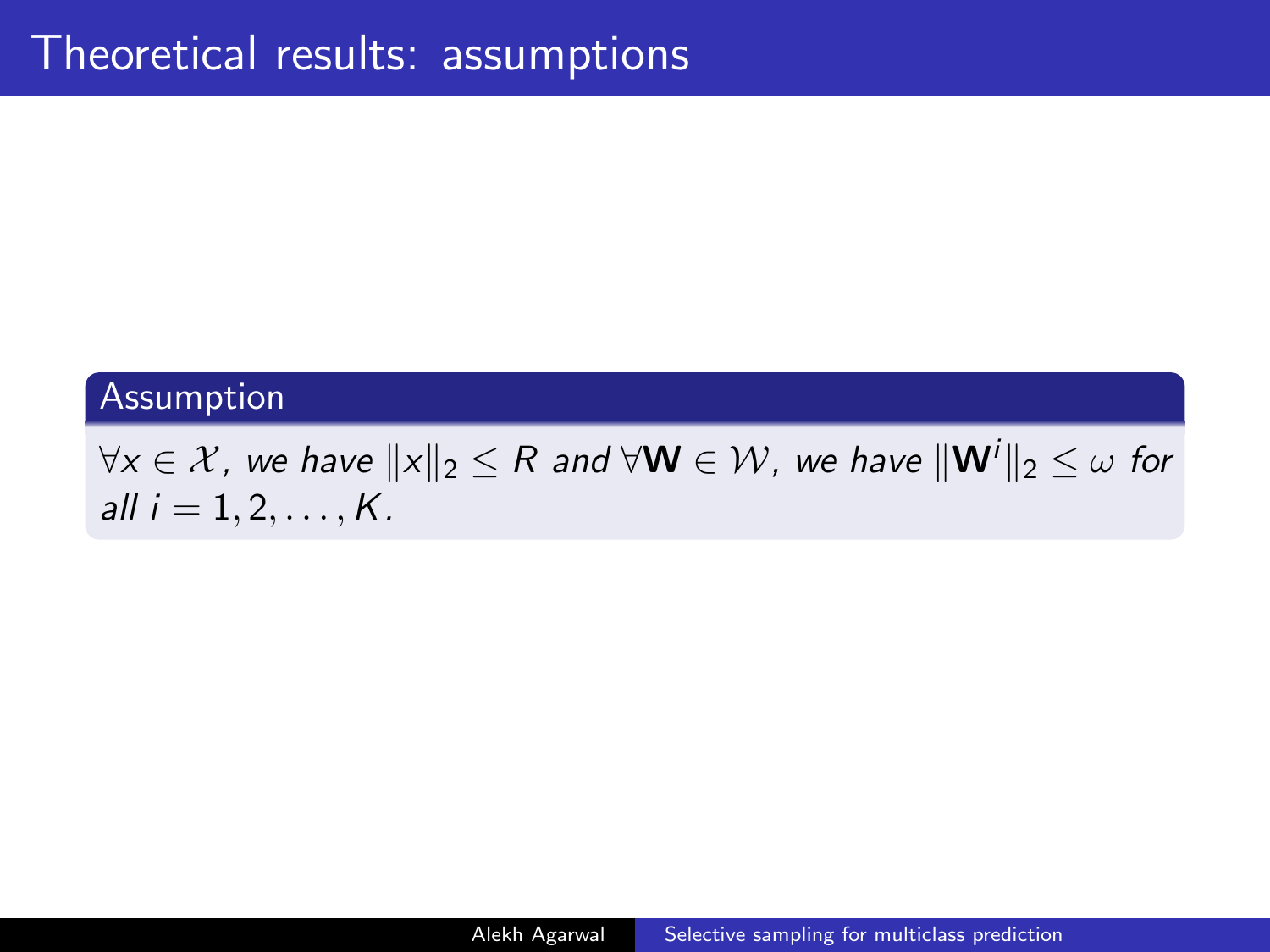# Theoretical results: assumptions

**Assumption**

*$\forall x \in \mathcal{X}$, we have $\|x\|_2 \leq R$ and $\forall \mathbf{W} \in \mathcal{W}$, we have $\|\mathbf{W}^i\|_2 \leq \omega$ for all $i = 1, 2, \ldots, K$.*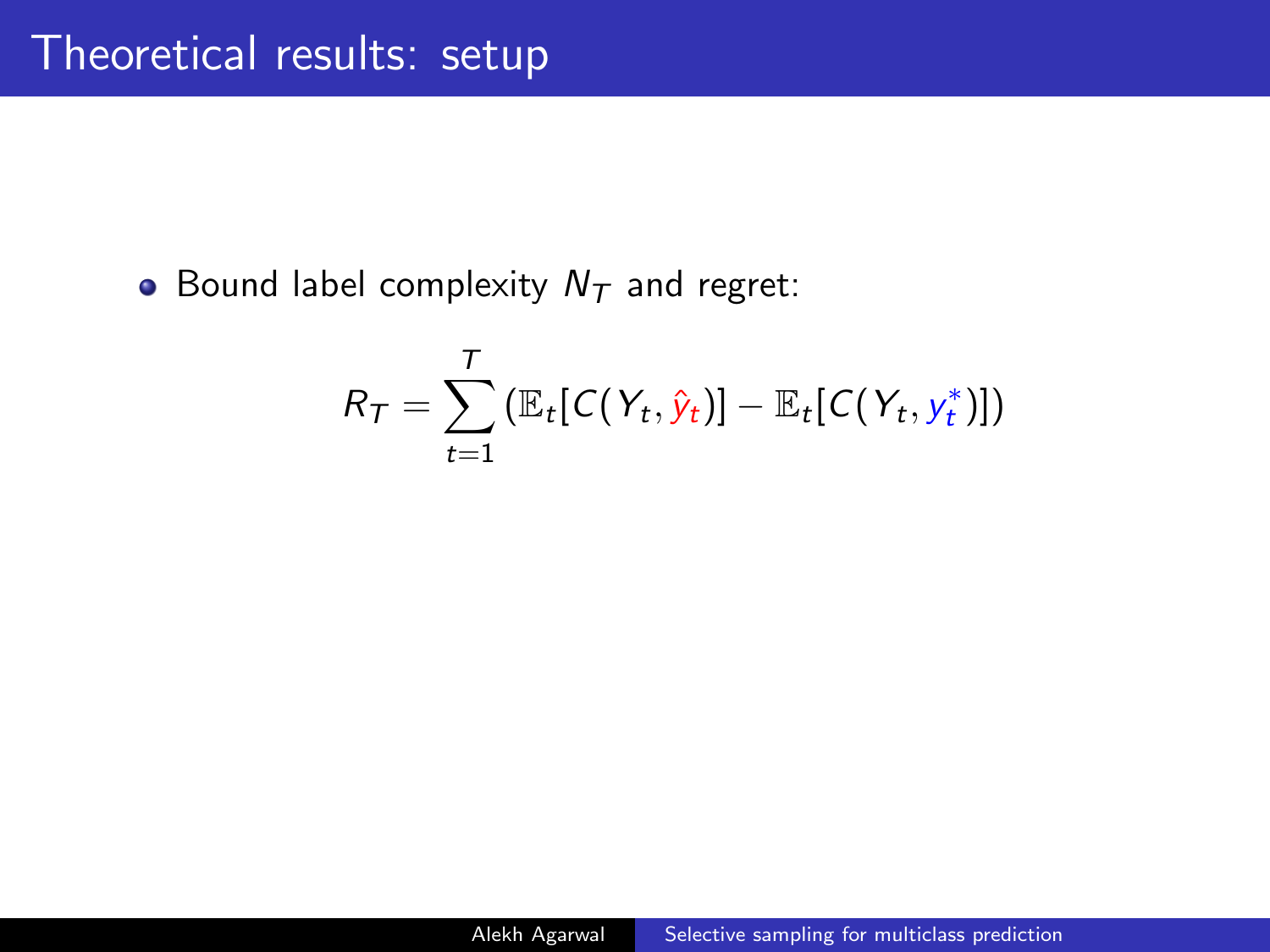# Theoretical results: setup

- Bound label complexity $N_T$ and regret:

$$R_T = \sum_{t=1}^{T} \left( \mathbb{E}_t[C(Y_t, \hat{y}_t)] - \mathbb{E}_t[C(Y_t, y_t^*)] \right)$$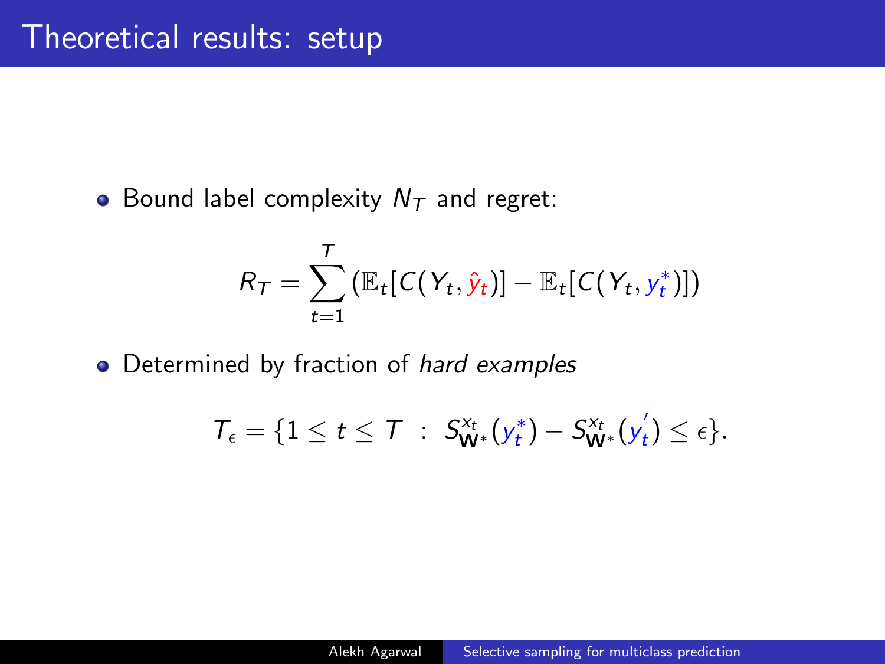# Theoretical results: setup

- Bound label complexity $N_T$ and regret:

$$R_T = \sum_{t=1}^{T} \left( \mathbb{E}_t[C(Y_t, \hat{y}_t)] - \mathbb{E}_t[C(Y_t, y_t^*)] \right)$$

- Determined by fraction of *hard examples*

$$T_\epsilon = \{1 \leq t \leq T \ : \ S_{\mathbf{W}^*}^{x_t}(y_t^*) - S_{\mathbf{W}^*}^{x_t}(y_t^{'}) \leq \epsilon\}.$$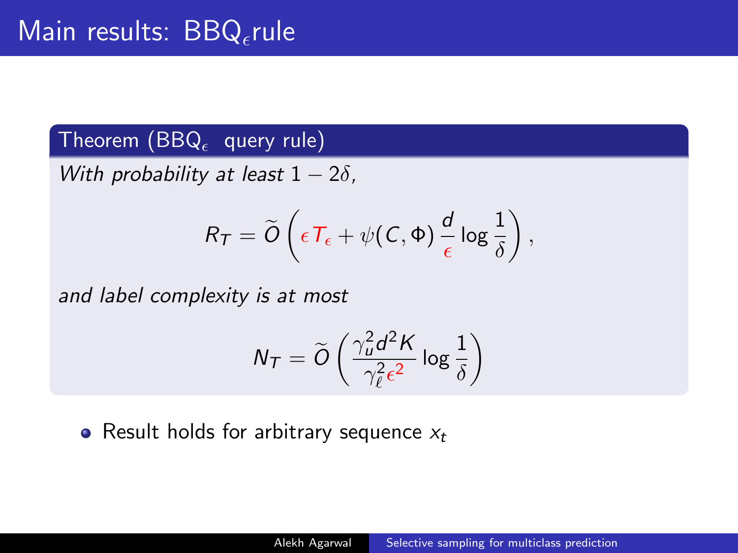# Main results: $\text{BBQ}_\epsilon$rule

**Theorem ($\text{BBQ}_\epsilon$ query rule)**

*With probability at least* $1 - 2\delta$,

$$R_T = \widetilde{O}\left(\epsilon T_\epsilon + \psi(C, \Phi)\,\frac{d}{\epsilon}\log\frac{1}{\delta}\right),$$

*and label complexity is at most*

$$N_T = \widetilde{O}\left(\frac{\gamma_u^2 d^2 K}{\gamma_\ell^2 \epsilon^2}\log\frac{1}{\delta}\right)$$

- Result holds for arbitrary sequence $x_t$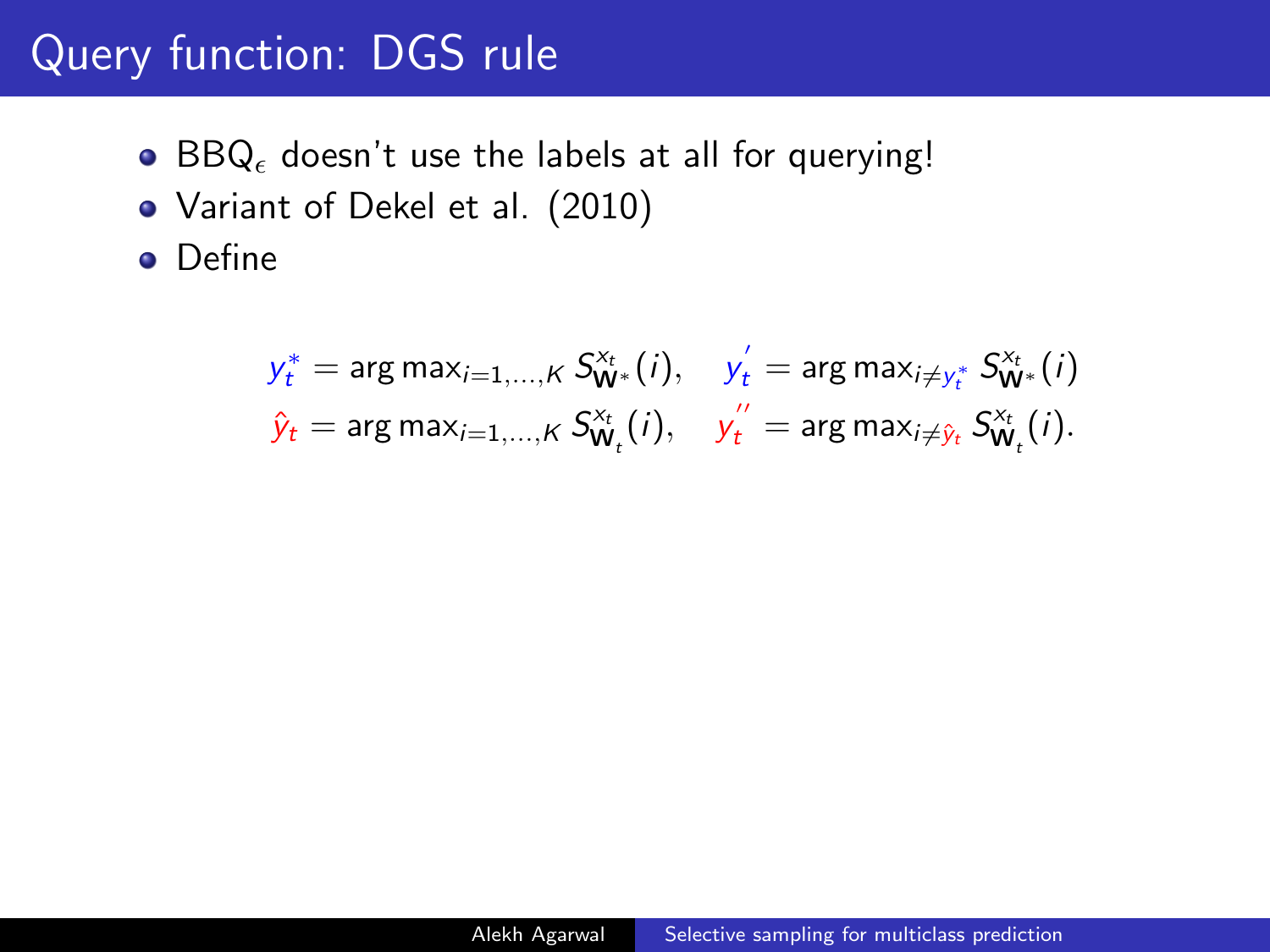# Query function: DGS rule

- $\text{BBQ}_\epsilon$ doesn't use the labels at all for querying!
- Variant of Dekel et al. (2010)
- Define

$$y_t^* = \arg\max_{i=1,\ldots,K} S_{\mathbf{W}^*}^{x_t}(i), \quad y_t^{'} = \arg\max_{i \neq y_t^*} S_{\mathbf{W}^*}^{x_t}(i)$$

$$\hat{y}_t = \arg\max_{i=1,\ldots,K} S_{\mathbf{W}_t}^{x_t}(i), \quad y_t^{''} = \arg\max_{i \neq \hat{y}_t} S_{\mathbf{W}_t}^{x_t}(i).$$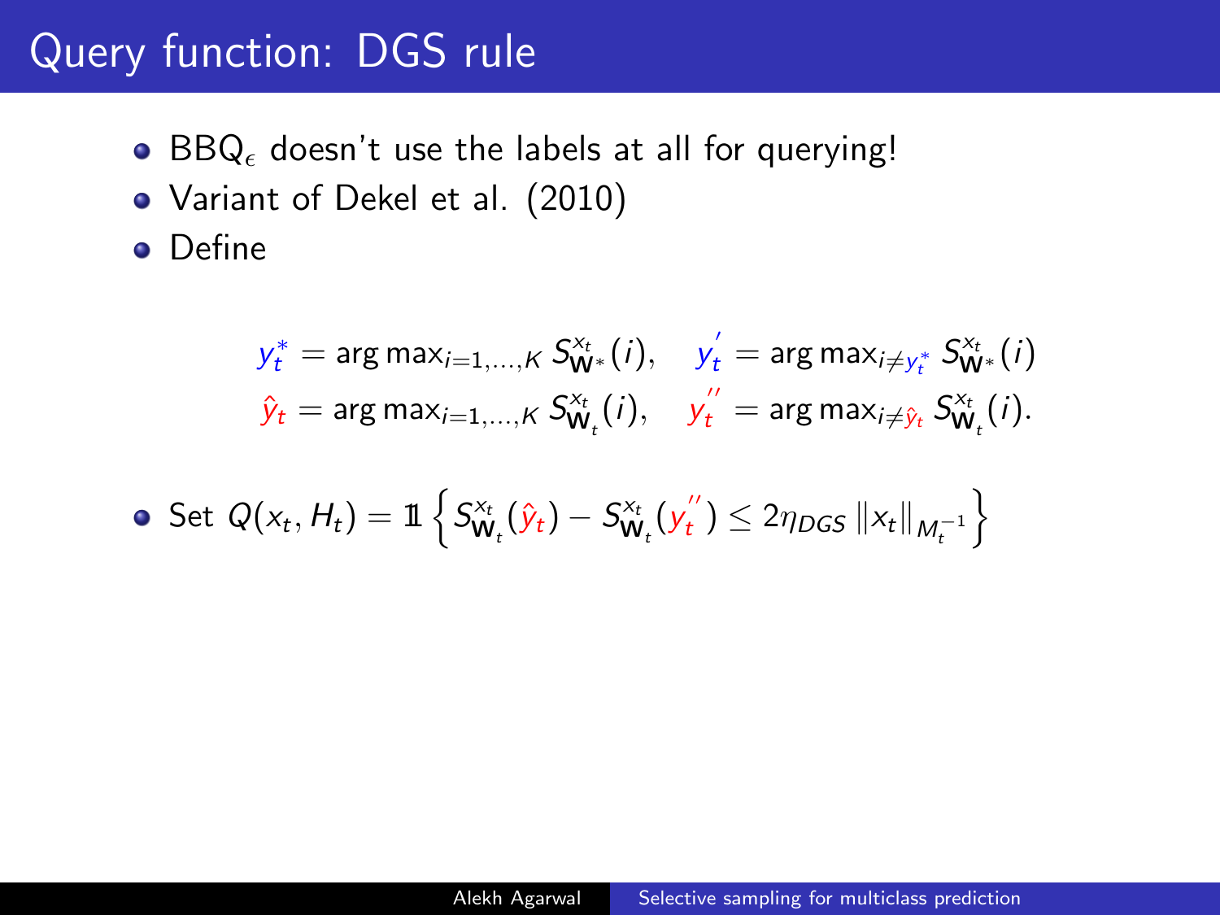# Query function: DGS rule

- $\text{BBQ}_\epsilon$ doesn't use the labels at all for querying!
- Variant of Dekel et al. (2010)
- Define

$$y_t^* = \arg\max_{i=1,\ldots,K} S_{\mathbf{W}^*}^{x_t}(i), \quad y_t^{'} = \arg\max_{i \neq y_t^*} S_{\mathbf{W}^*}^{x_t}(i)$$
$$\hat{y}_t = \arg\max_{i=1,\ldots,K} S_{\mathbf{W}_t}^{x_t}(i), \quad y_t^{''} = \arg\max_{i \neq \hat{y}_t} S_{\mathbf{W}_t}^{x_t}(i).$$

- Set $Q(x_t, H_t) = \mathbb{1}\left\{ S_{\mathbf{W}_t}^{x_t}(\hat{y}_t) - S_{\mathbf{W}_t}^{x_t}(y_t^{''}) \leq 2\eta_{DGS} \|x_t\|_{M_t^{-1}} \right\}$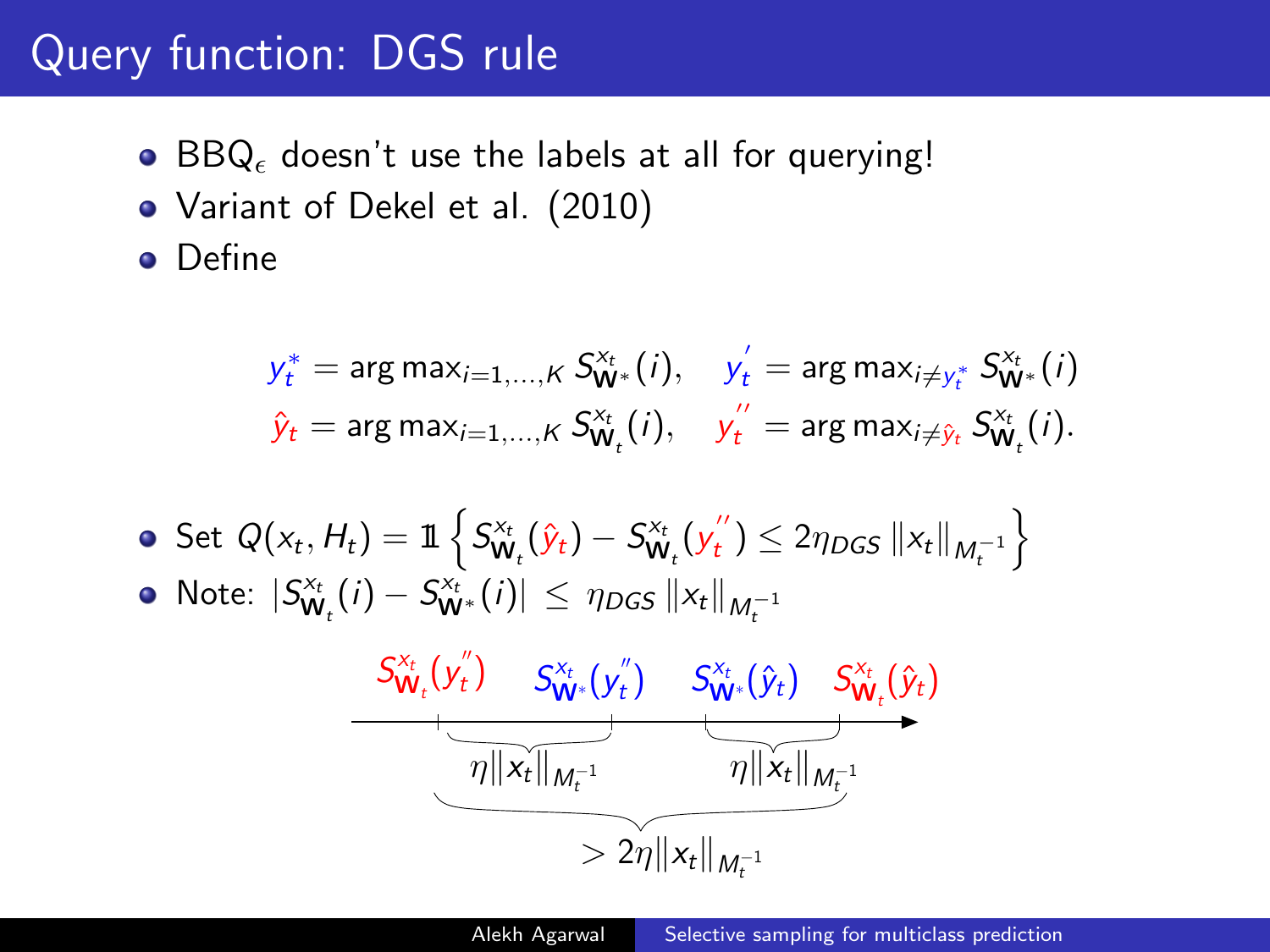# Query function: DGS rule

- $\text{BBQ}_\epsilon$ doesn't use the labels at all for querying!
- Variant of Dekel et al. (2010)
- Define

$$y_t^* = \arg\max_{i=1,\ldots,K} S_{\mathbf{W}^*}^{x_t}(i), \quad y_t^{'} = \arg\max_{i \neq y_t^*} S_{\mathbf{W}^*}^{x_t}(i)$$
$$\hat{y}_t = \arg\max_{i=1,\ldots,K} S_{\mathbf{W}_t}^{x_t}(i), \quad y_t^{''} = \arg\max_{i \neq \hat{y}_t} S_{\mathbf{W}_t}^{x_t}(i).$$

- Set $Q(x_t, H_t) = \mathbb{1}\left\{ S_{\mathbf{W}_t}^{x_t}(\hat{y}_t) - S_{\mathbf{W}_t}^{x_t}(y_t^{''}) \leq 2\eta_{DGS} \|x_t\|_{M_t^{-1}} \right\}$
- Note: $|S_{\mathbf{W}_t}^{x_t}(i) - S_{\mathbf{W}^*}^{x_t}(i)| \leq \eta_{DGS} \|x_t\|_{M_t^{-1}}$

$S_{\mathbf{W}_t}^{x_t}(y_t^{''})$ $S_{\mathbf{W}^*}^{x_t}(y_t^{''})$ $S_{\mathbf{W}^*}^{x_t}(\hat{y}_t)$ $S_{\mathbf{W}_t}^{x_t}(\hat{y}_t)$

$\eta\|x_t\|_{M_t^{-1}}$ $\eta\|x_t\|_{M_t^{-1}}$

$> 2\eta\|x_t\|_{M_t^{-1}}$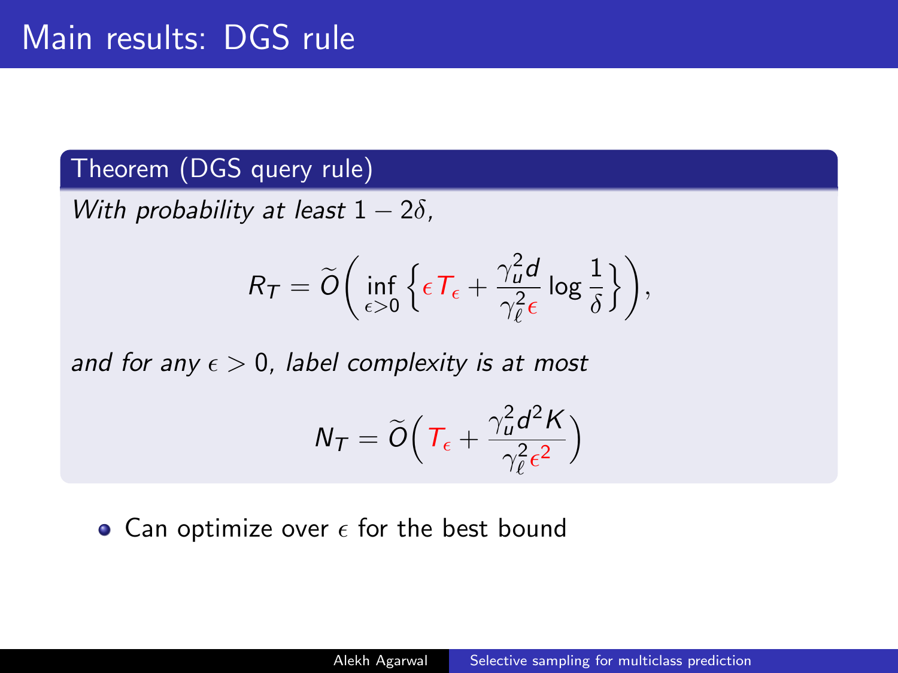# Main results: DGS rule

**Theorem (DGS query rule)**

*With probability at least* $1 - 2\delta$,

$$R_T = \widetilde{O}\left( \inf_{\epsilon > 0} \left\{ \epsilon T_\epsilon + \frac{\gamma_u^2 d}{\gamma_\ell^2 \epsilon} \log \frac{1}{\delta} \right\} \right),$$

*and for any* $\epsilon > 0$*, label complexity is at most*

$$N_T = \widetilde{O}\left( T_\epsilon + \frac{\gamma_u^2 d^2 K}{\gamma_\ell^2 \epsilon^2} \right)$$

- Can optimize over $\epsilon$ for the best bound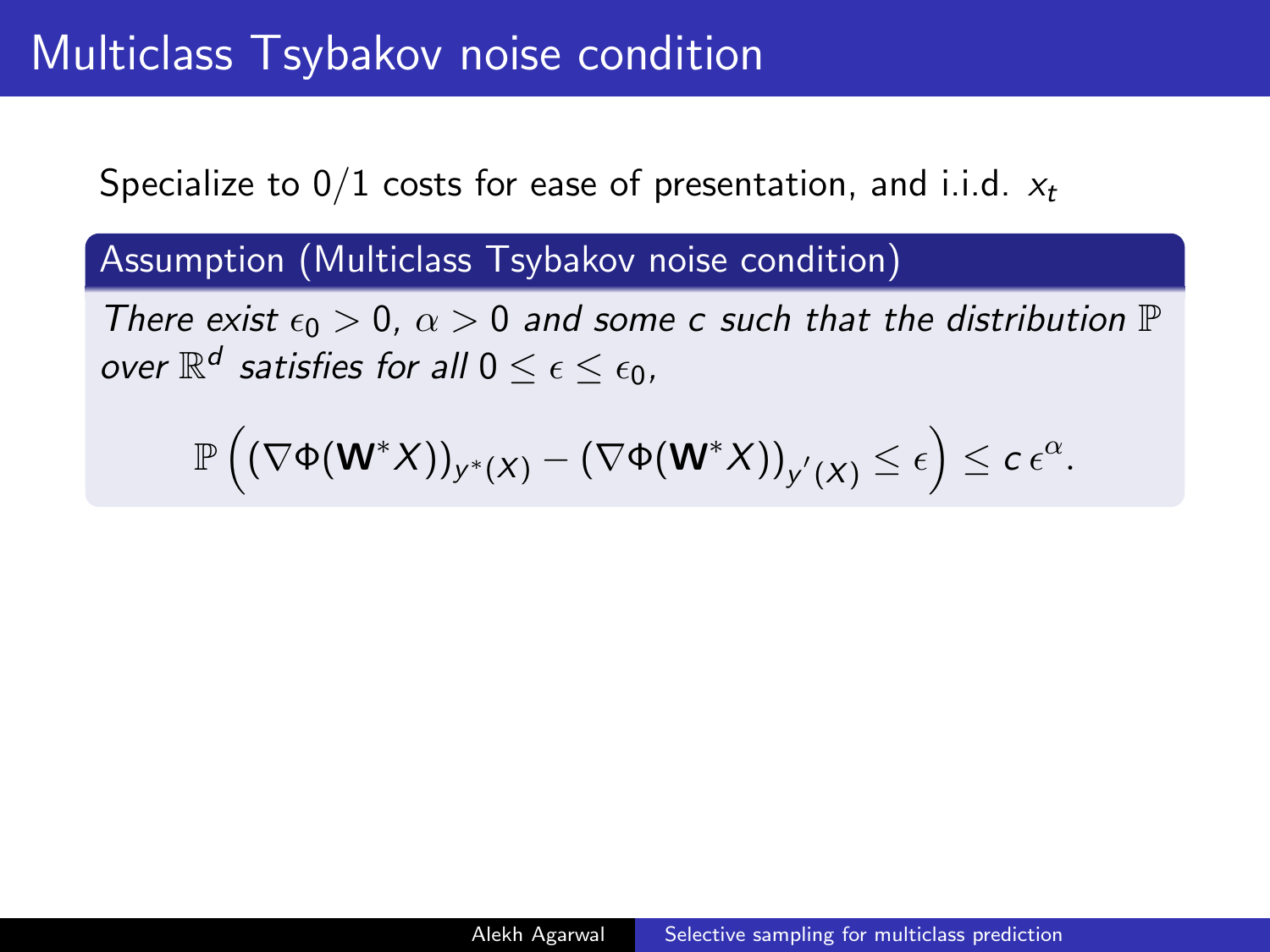# Multiclass Tsybakov noise condition

Specialize to 0/1 costs for ease of presentation, and i.i.d. $x_t$

**Assumption (Multiclass Tsybakov noise condition)**

*There exist $\epsilon_0 > 0$, $\alpha > 0$ and some $c$ such that the distribution $\mathbb{P}$ over $\mathbb{R}^d$ satisfies for all $0 \leq \epsilon \leq \epsilon_0$,*

$$\mathbb{P}\left( (\nabla \Phi(\mathbf{W}^* X))_{y^*(X)} - (\nabla \Phi(\mathbf{W}^* X))_{y'(X)} \leq \epsilon \right) \leq c\, \epsilon^{\alpha}.$$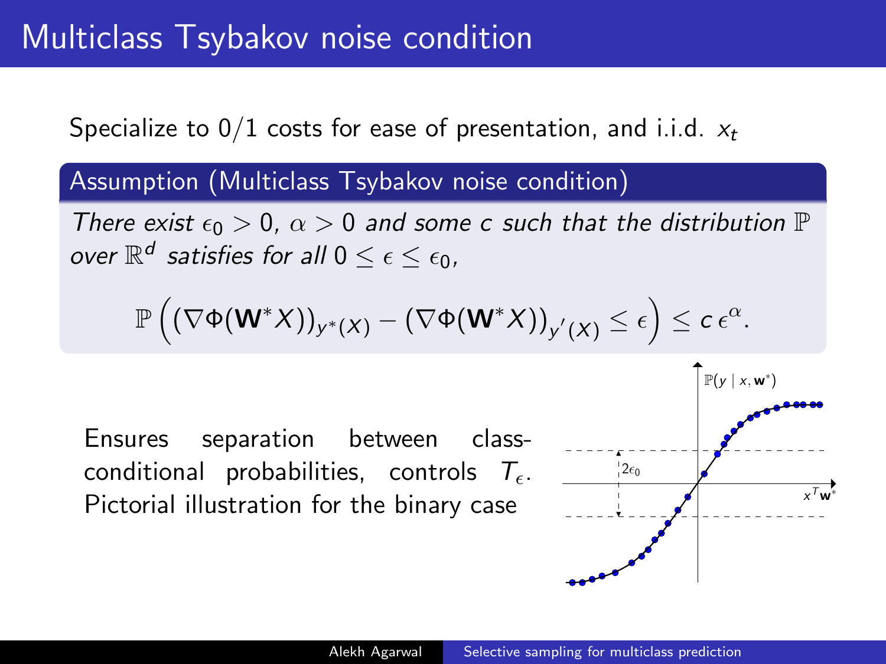# Multiclass Tsybakov noise condition

Specialize to $0/1$ costs for ease of presentation, and i.i.d. $x_t$

**Assumption (Multiclass Tsybakov noise condition)**

*There exist $\epsilon_0 > 0$, $\alpha > 0$ and some $c$ such that the distribution $\mathbb{P}$ over $\mathbb{R}^d$ satisfies for all $0 \leq \epsilon \leq \epsilon_0$,*

$$\mathbb{P}\left( (\nabla \Phi(\mathbf{W}^* X))_{y^*(X)} - (\nabla \Phi(\mathbf{W}^* X))_{y'(X)} \leq \epsilon \right) \leq c\, \epsilon^{\alpha}.$$

Ensures separation between class-conditional probabilities, controls $T_\epsilon$. Pictorial illustration for the binary case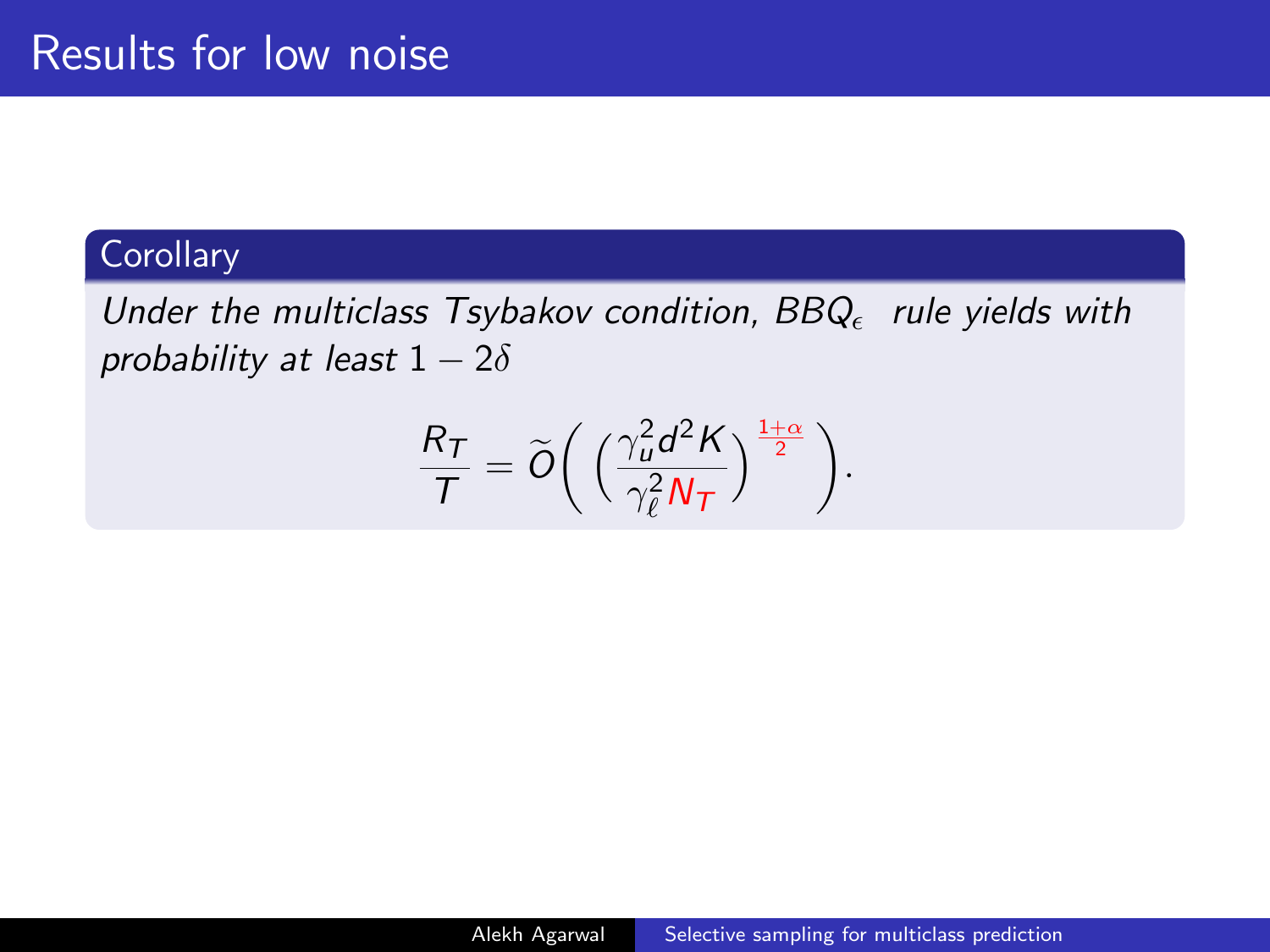# Results for low noise

**Corollary**

*Under the multiclass Tsybakov condition, $BBQ_\epsilon$ rule yields with probability at least $1 - 2\delta$*

$$\frac{R_T}{T} = \widetilde{O}\left( \left(\frac{\gamma_u^2 d^2 K}{\gamma_\ell^2 N_T}\right)^{\frac{1+\alpha}{2}} \right).$$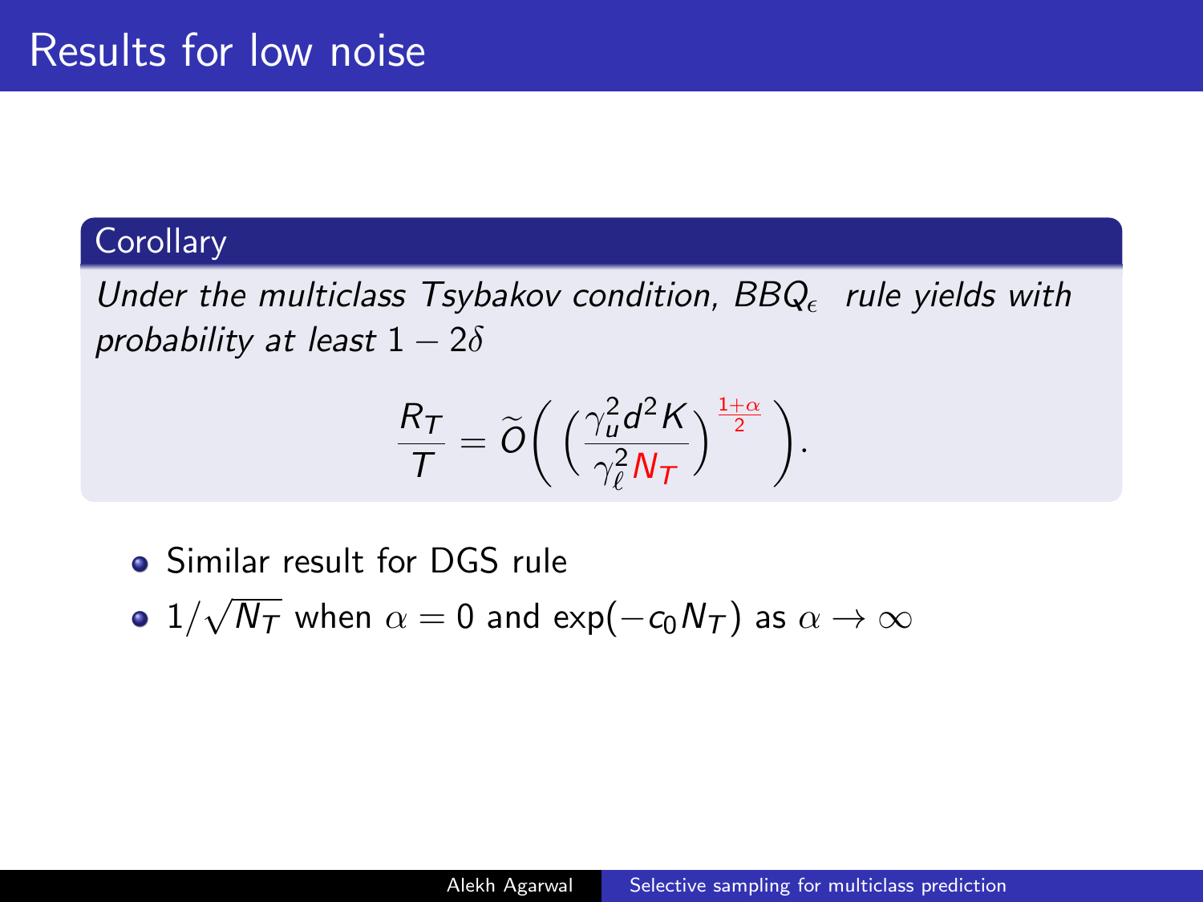# Results for low noise

**Corollary**

*Under the multiclass Tsybakov condition, $BBQ_\epsilon$ rule yields with probability at least $1 - 2\delta$*

$$\frac{R_T}{T} = \widetilde{O}\left( \left(\frac{\gamma_u^2 d^2 K}{\gamma_\ell^2 N_T}\right)^{\frac{1+\alpha}{2}} \right).$$

- Similar result for DGS rule
- $1/\sqrt{N_T}$ when $\alpha = 0$ and $\exp(-c_0 N_T)$ as $\alpha \to \infty$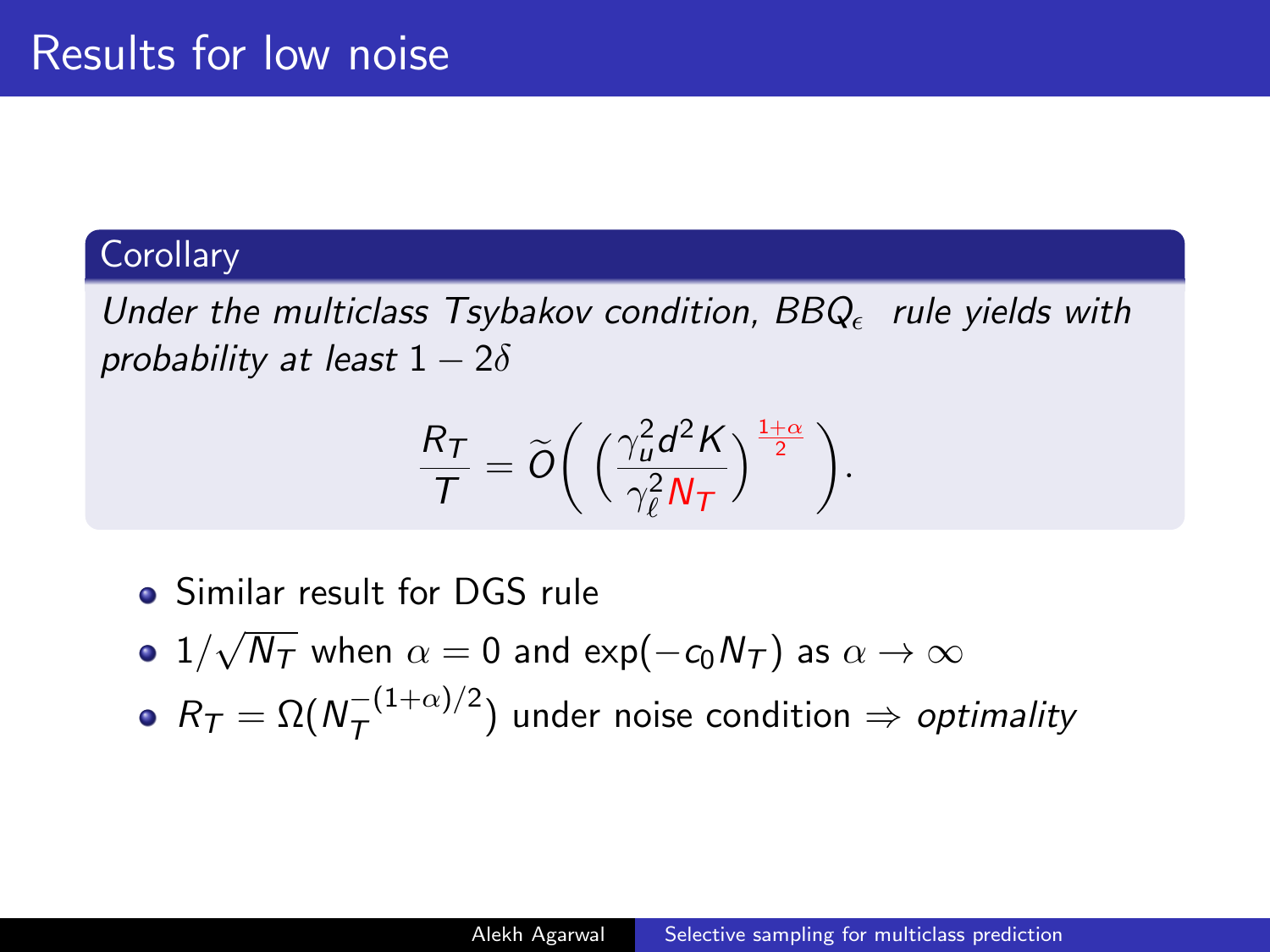# Results for low noise

**Corollary**

*Under the multiclass Tsybakov condition, $BBQ_\epsilon$ rule yields with probability at least $1 - 2\delta$*

$$\frac{R_T}{T} = \widetilde{O}\left( \left( \frac{\gamma_u^2 d^2 K}{\gamma_\ell^2 N_T} \right)^{\frac{1+\alpha}{2}} \right).$$

- Similar result for DGS rule
- $1/\sqrt{N_T}$ when $\alpha = 0$ and $\exp(-c_0 N_T)$ as $\alpha \to \infty$
- $R_T = \Omega(N_T^{-(1+\alpha)/2})$ under noise condition $\Rightarrow$ *optimality*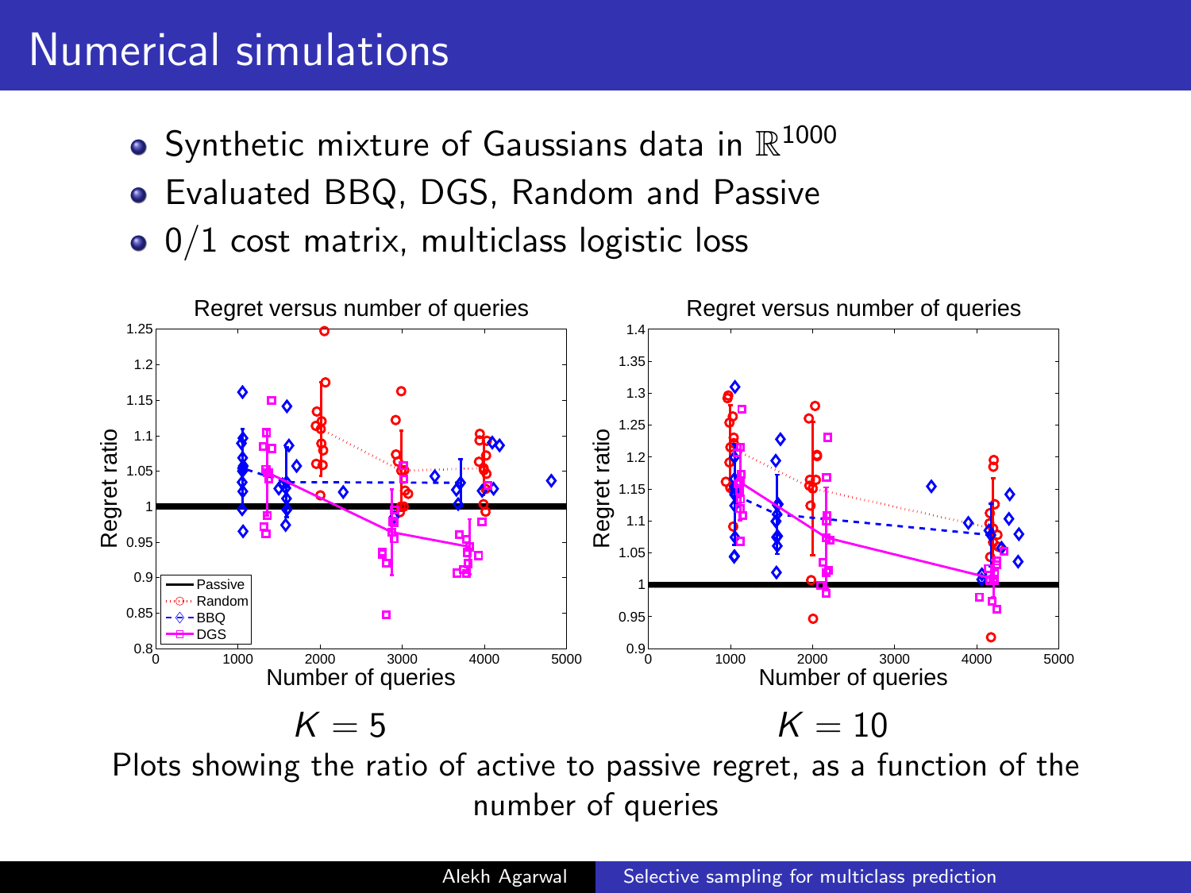# Numerical simulations

- Synthetic mixture of Gaussians data in $\mathbb{R}^{1000}$
- Evaluated BBQ, DGS, Random and Passive
- $0/1$ cost matrix, multiclass logistic loss

$K = 5$ $\qquad\qquad$ $K = 10$

Plots showing the ratio of active to passive regret, as a function of the number of queries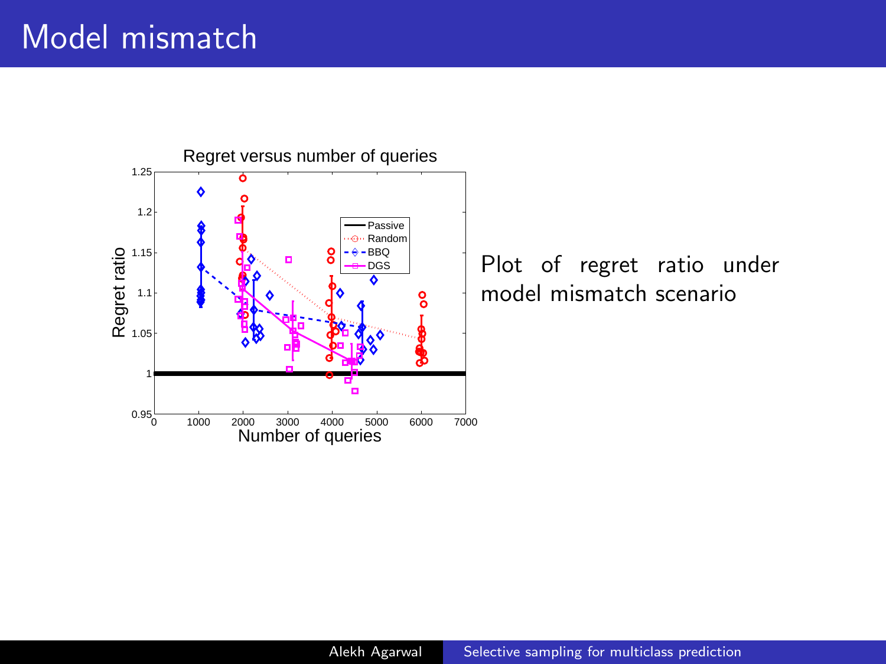# Model mismatch

Plot of regret ratio under model mismatch scenario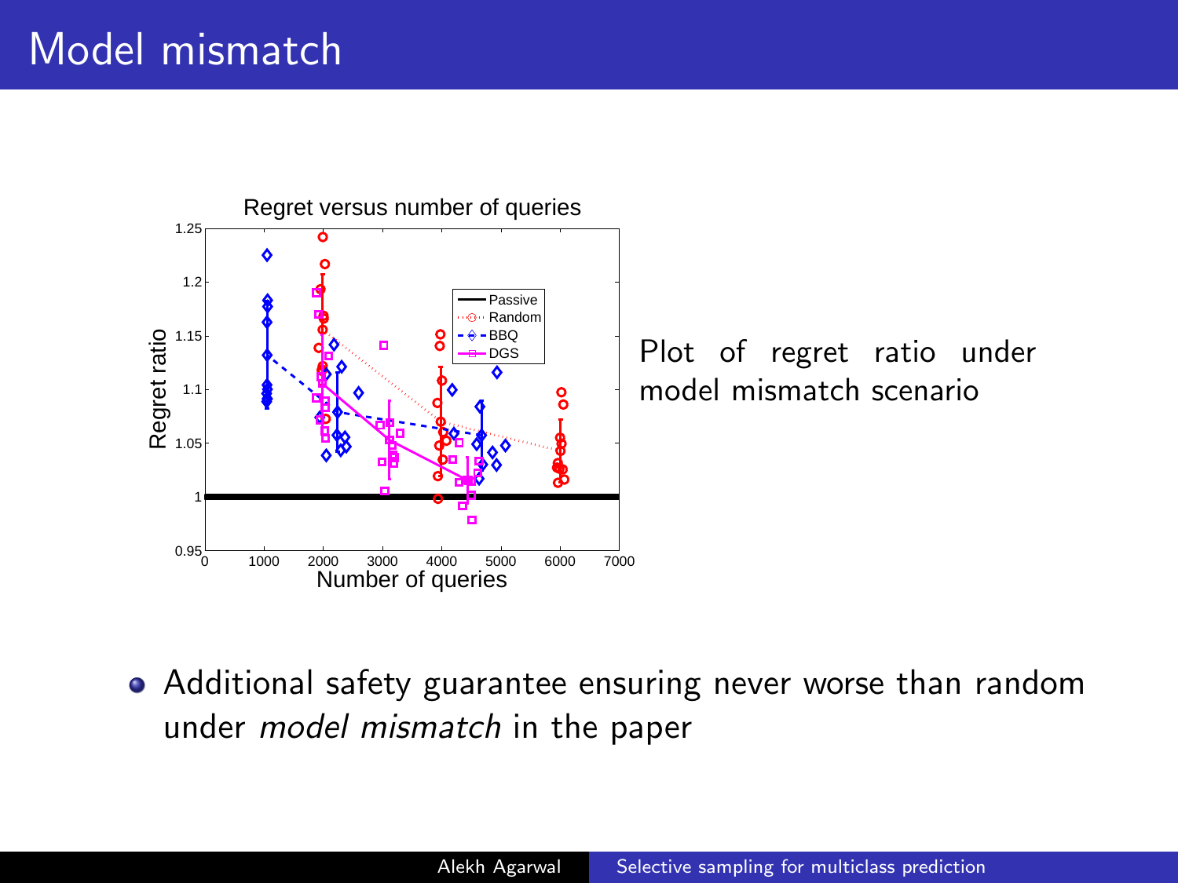# Model mismatch

Plot of regret ratio under model mismatch scenario

- Additional safety guarantee ensuring never worse than random under *model mismatch* in the paper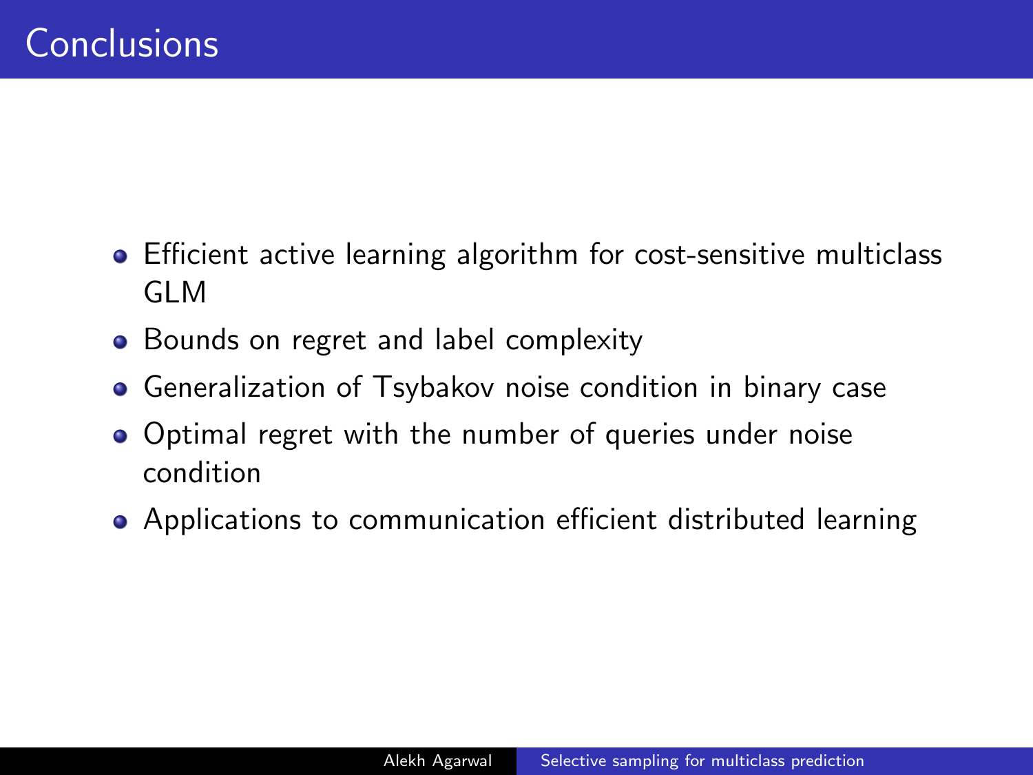# Conclusions

- Efficient active learning algorithm for cost-sensitive multiclass GLM
- Bounds on regret and label complexity
- Generalization of Tsybakov noise condition in binary case
- Optimal regret with the number of queries under noise condition
- Applications to communication efficient distributed learning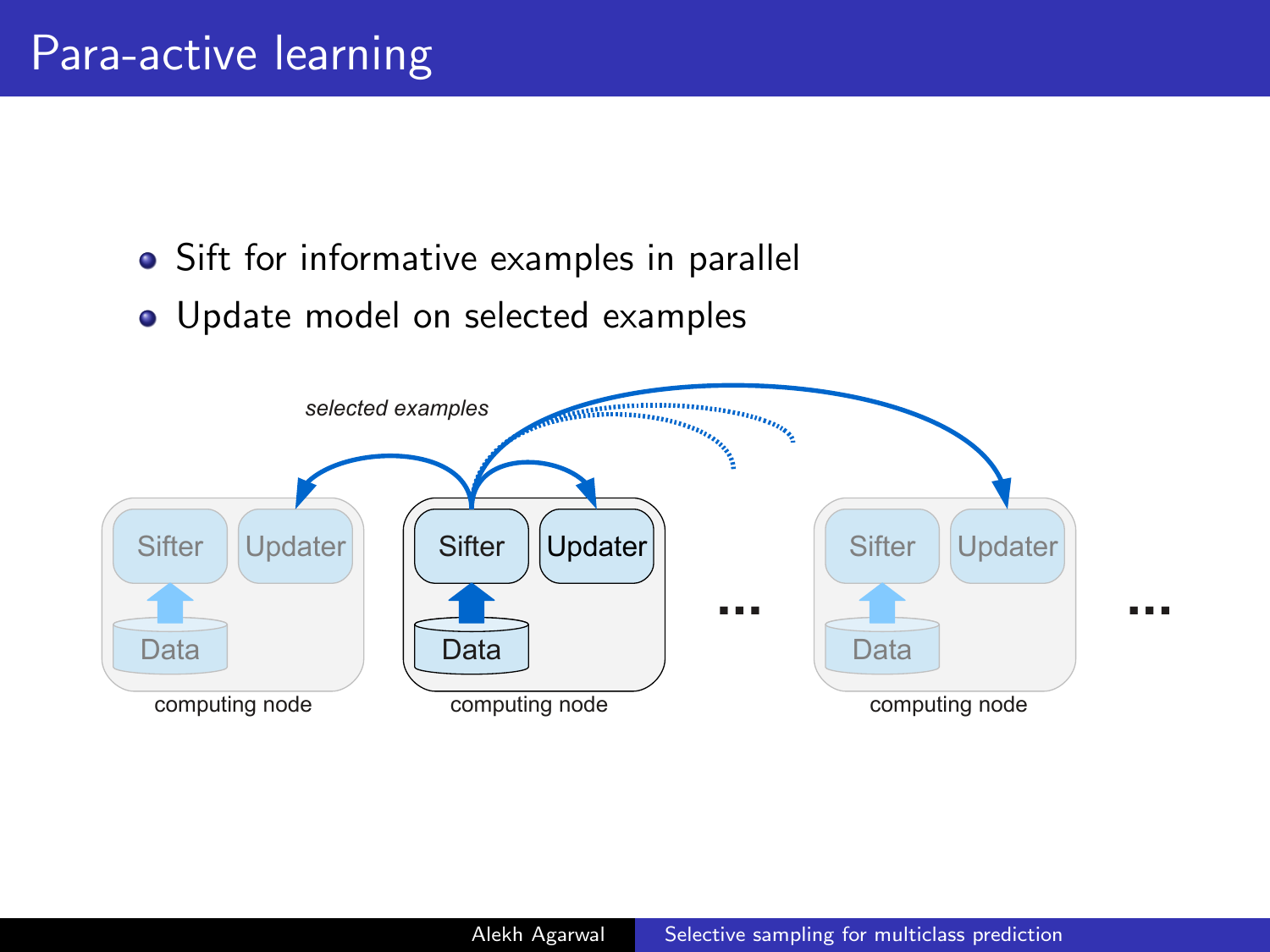# Para-active learning

- Sift for informative examples in parallel
- Update model on selected examples

*selected examples*

Sifter | Updater | Data — computing node

Sifter | Updater | Data — computing node

...

Sifter | Updater | Data — computing node

...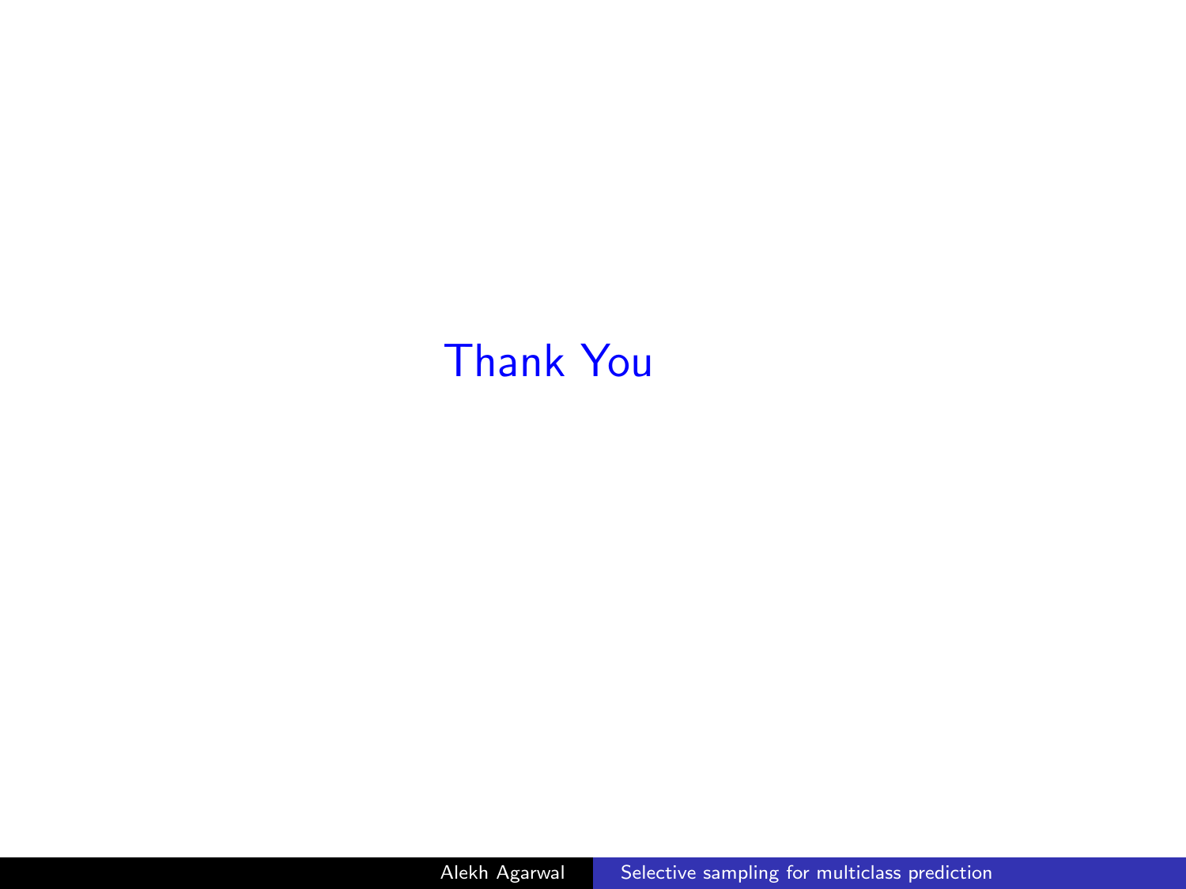Thank You